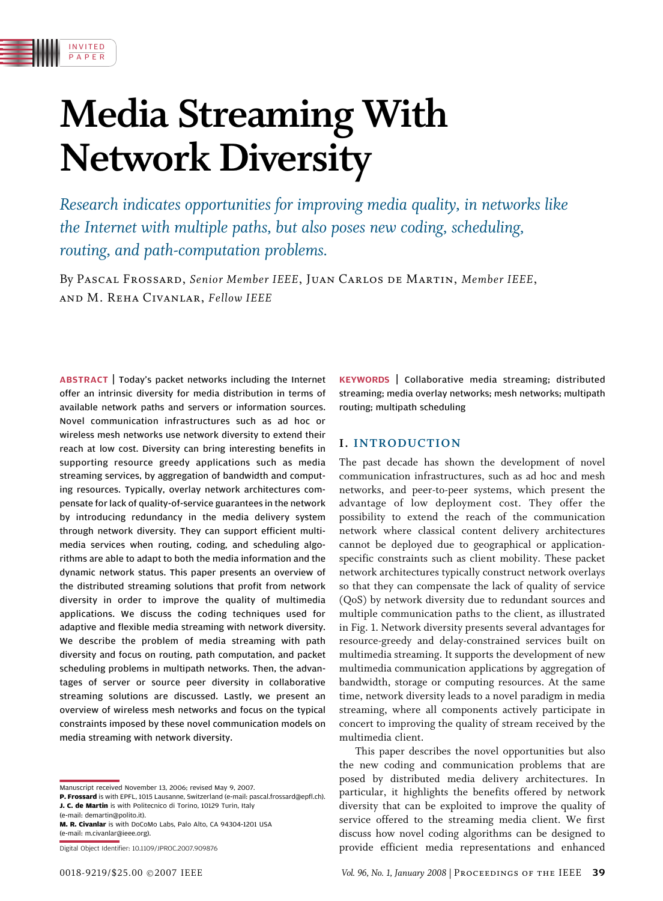INVITED PAPER

# Media Streaming With Network Diversity

*Research indicates opportunities for improving media quality, in networks like the Internet with multiple paths, but also poses new coding, scheduling, routing, and path-computation problems.*

By Pascal Frossard, *Senior Member IEEE*, Juan Carlos de Martin, *Member IEEE*, and M. Reha Civanlar, *Fellow IEEE*

**ABSTRACT** | Today's packet networks including the Internet offer an intrinsic diversity for media distribution in terms of available network paths and servers or information sources. Novel communication infrastructures such as ad hoc or wireless mesh networks use network diversity to extend their reach at low cost. Diversity can bring interesting benefits in supporting resource greedy applications such as media streaming services, by aggregation of bandwidth and computing resources. Typically, overlay network architectures compensate for lack of quality-of-service guarantees in the network by introducing redundancy in the media delivery system through network diversity. They can support efficient multimedia services when routing, coding, and scheduling algorithms are able to adapt to both the media information and the dynamic network status. This paper presents an overview of the distributed streaming solutions that profit from network diversity in order to improve the quality of multimedia applications. We discuss the coding techniques used for adaptive and flexible media streaming with network diversity. We describe the problem of media streaming with path diversity and focus on routing, path computation, and packet scheduling problems in multipath networks. Then, the advantages of server or source peer diversity in collaborative streaming solutions are discussed. Lastly, we present an overview of wireless mesh networks and focus on the typical constraints imposed by these novel communication models on media streaming with network diversity.

**KEYWORDS** | Collaborative media streaming; distributed streaming; media overlay networks; mesh networks; multipath routing; multipath scheduling

Manuscript received November 13, 2006; revised May 9, 2007.
**P. Frossard** is with EPFL, 1015 Lausanne, Switzerland (e-mail: pascal.frossard@epfl.ch).
**J. C. de Martin** is with Politecnico di Torino, 10129 Turin, Italy (e-mail: demartin@polito.it).
**M. R. Civanlar** is with DoCoMo Labs, Palo Alto, CA 94304-1201 USA (e-mail: m.civanlar@ieee.org).

Digital Object Identifier: 10.1109/JPROC.2007.909876

## I. INTRODUCTION

The past decade has shown the development of novel communication infrastructures, such as ad hoc and mesh networks, and peer-to-peer systems, which present the advantage of low deployment cost. They offer the possibility to extend the reach of the communication network where classical content delivery architectures cannot be deployed due to geographical or application-specific constraints such as client mobility. These packet network architectures typically construct network overlays so that they can compensate the lack of quality of service (QoS) by network diversity due to redundant sources and multiple communication paths to the client, as illustrated in Fig. 1. Network diversity presents several advantages for resource-greedy and delay-constrained services built on multimedia streaming. It supports the development of new multimedia communication applications by aggregation of bandwidth, storage or computing resources. At the same time, network diversity leads to a novel paradigm in media streaming, where all components actively participate in concert to improving the quality of stream received by the multimedia client.

This paper describes the novel opportunities but also the new coding and communication problems that are posed by distributed media delivery architectures. In particular, it highlights the benefits offered by network diversity that can be exploited to improve the quality of service offered to the streaming media client. We first discuss how novel coding algorithms can be designed to provide efficient media representations and enhanced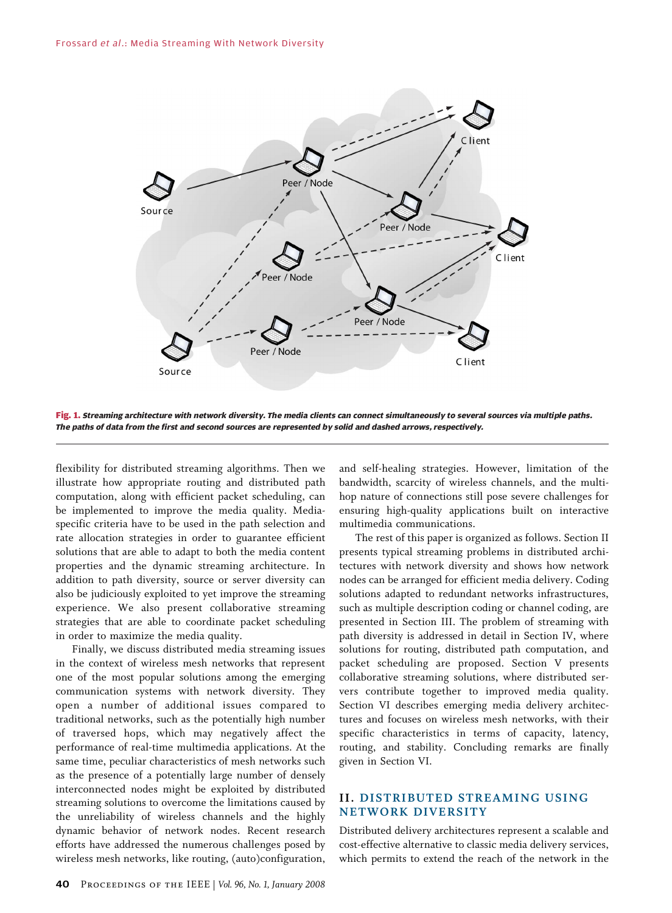Source

Peer / Node

Client

Peer / Node

Peer / Node

Client

Peer / Node

Peer / Node

Source

Client

Fig. 1. *Streaming architecture with network diversity. The media clients can connect simultaneously to several sources via multiple paths. The paths of data from the first and second sources are represented by solid and dashed arrows, respectively.*

flexibility for distributed streaming algorithms. Then we illustrate how appropriate routing and distributed path computation, along with efficient packet scheduling, can be implemented to improve the media quality. Media-specific criteria have to be used in the path selection and rate allocation strategies in order to guarantee efficient solutions that are able to adapt to both the media content properties and the dynamic streaming architecture. In addition to path diversity, source or server diversity can also be judiciously exploited to yet improve the streaming experience. We also present collaborative streaming strategies that are able to coordinate packet scheduling in order to maximize the media quality.

Finally, we discuss distributed media streaming issues in the context of wireless mesh networks that represent one of the most popular solutions among the emerging communication systems with network diversity. They open a number of additional issues compared to traditional networks, such as the potentially high number of traversed hops, which may negatively affect the performance of real-time multimedia applications. At the same time, peculiar characteristics of mesh networks such as the presence of a potentially large number of densely interconnected nodes might be exploited by distributed streaming solutions to overcome the limitations caused by the unreliability of wireless channels and the highly dynamic behavior of network nodes. Recent research efforts have addressed the numerous challenges posed by wireless mesh networks, like routing, (auto)configuration, and self-healing strategies. However, limitation of the bandwidth, scarcity of wireless channels, and the multi-hop nature of connections still pose severe challenges for ensuring high-quality applications built on interactive multimedia communications.

The rest of this paper is organized as follows. Section II presents typical streaming problems in distributed architectures with network diversity and shows how network nodes can be arranged for efficient media delivery. Coding solutions adapted to redundant networks infrastructures, such as multiple description coding or channel coding, are presented in Section III. The problem of streaming with path diversity is addressed in detail in Section IV, where solutions for routing, distributed path computation, and packet scheduling are proposed. Section V presents collaborative streaming solutions, where distributed servers contribute together to improved media quality. Section VI describes emerging media delivery architectures and focuses on wireless mesh networks, with their specific characteristics in terms of capacity, latency, routing, and stability. Concluding remarks are finally given in Section VI.

## II. DISTRIBUTED STREAMING USING NETWORK DIVERSITY

Distributed delivery architectures represent a scalable and cost-effective alternative to classic media delivery services, which permits to extend the reach of the network in the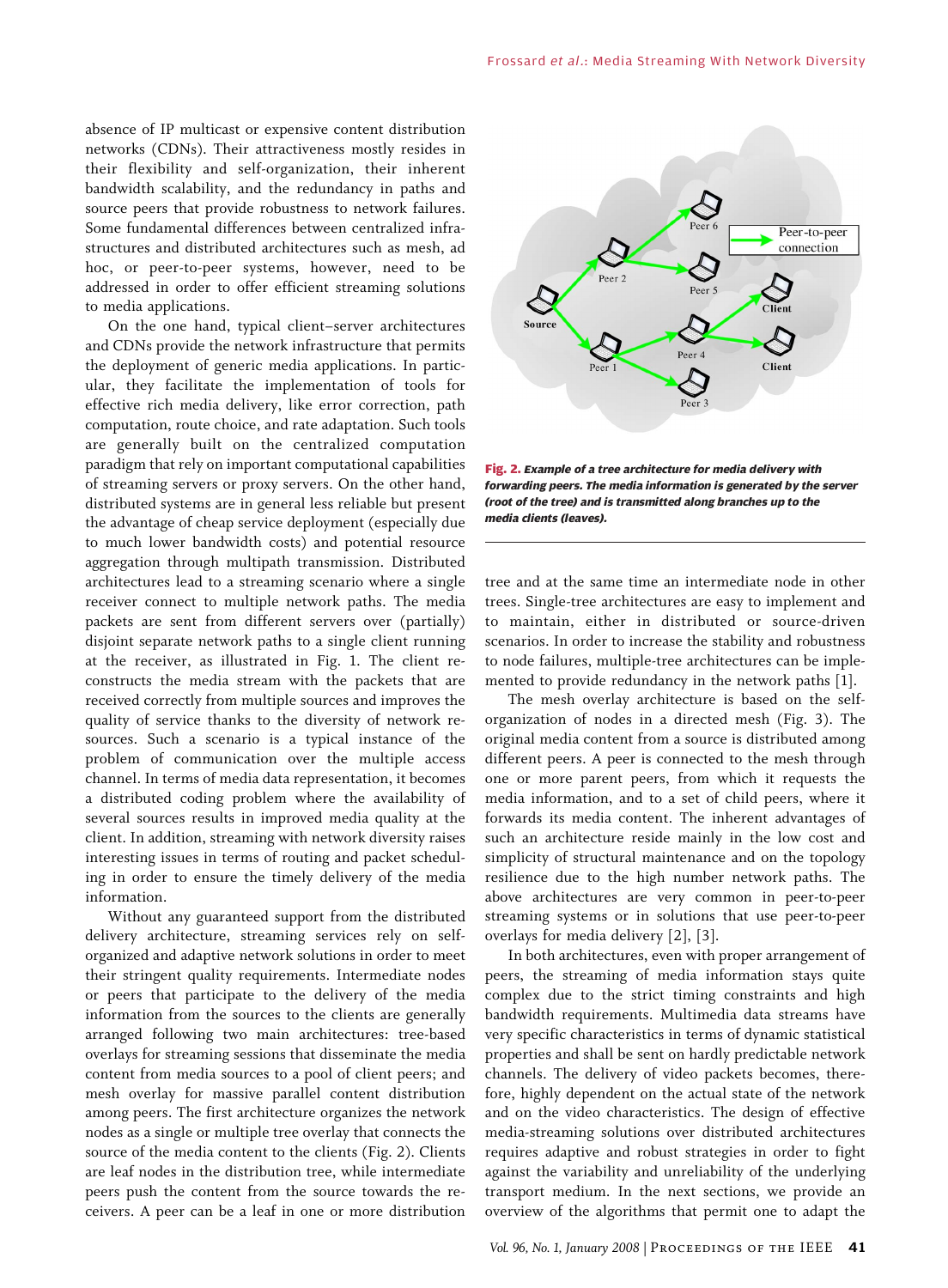absence of IP multicast or expensive content distribution networks (CDNs). Their attractiveness mostly resides in their flexibility and self-organization, their inherent bandwidth scalability, and the redundancy in paths and source peers that provide robustness to network failures. Some fundamental differences between centralized infrastructures and distributed architectures such as mesh, ad hoc, or peer-to-peer systems, however, need to be addressed in order to offer efficient streaming solutions to media applications.

On the one hand, typical client–server architectures and CDNs provide the network infrastructure that permits the deployment of generic media applications. In particular, they facilitate the implementation of tools for effective rich media delivery, like error correction, path computation, route choice, and rate adaptation. Such tools are generally built on the centralized computation paradigm that rely on important computational capabilities of streaming servers or proxy servers. On the other hand, distributed systems are in general less reliable but present the advantage of cheap service deployment (especially due to much lower bandwidth costs) and potential resource aggregation through multipath transmission. Distributed architectures lead to a streaming scenario where a single receiver connect to multiple network paths. The media packets are sent from different servers over (partially) disjoint separate network paths to a single client running at the receiver, as illustrated in Fig. 1. The client reconstructs the media stream with the packets that are received correctly from multiple sources and improves the quality of service thanks to the diversity of network resources. Such a scenario is a typical instance of the problem of communication over the multiple access channel. In terms of media data representation, it becomes a distributed coding problem where the availability of several sources results in improved media quality at the client. In addition, streaming with network diversity raises interesting issues in terms of routing and packet scheduling in order to ensure the timely delivery of the media information.

Without any guaranteed support from the distributed delivery architecture, streaming services rely on self-organized and adaptive network solutions in order to meet their stringent quality requirements. Intermediate nodes or peers that participate to the delivery of the media information from the sources to the clients are generally arranged following two main architectures: tree-based overlays for streaming sessions that disseminate the media content from media sources to a pool of client peers; and mesh overlay for massive parallel content distribution among peers. The first architecture organizes the network nodes as a single or multiple tree overlay that connects the source of the media content to the clients (Fig. 2). Clients are leaf nodes in the distribution tree, while intermediate peers push the content from the source towards the receivers. A peer can be a leaf in one or more distribution tree and at the same time an intermediate node in other trees. Single-tree architectures are easy to implement and to maintain, either in distributed or source-driven scenarios. In order to increase the stability and robustness to node failures, multiple-tree architectures can be implemented to provide redundancy in the network paths [1].

Peer 6
Peer-to-peer connection
Peer 2
Peer 5
Source
Client
Peer 4
Peer 1
Client
Peer 3

**Fig. 2.** ***Example of a tree architecture for media delivery with forwarding peers. The media information is generated by the server (root of the tree) and is transmitted along branches up to the media clients (leaves).***

The mesh overlay architecture is based on the self-organization of nodes in a directed mesh (Fig. 3). The original media content from a source is distributed among different peers. A peer is connected to the mesh through one or more parent peers, from which it requests the media information, and to a set of child peers, where it forwards its media content. The inherent advantages of such an architecture reside mainly in the low cost and simplicity of structural maintenance and on the topology resilience due to the high number network paths. The above architectures are very common in peer-to-peer streaming systems or in solutions that use peer-to-peer overlays for media delivery [2], [3].

In both architectures, even with proper arrangement of peers, the streaming of media information stays quite complex due to the strict timing constraints and high bandwidth requirements. Multimedia data streams have very specific characteristics in terms of dynamic statistical properties and shall be sent on hardly predictable network channels. The delivery of video packets becomes, therefore, highly dependent on the actual state of the network and on the video characteristics. The design of effective media-streaming solutions over distributed architectures requires adaptive and robust strategies in order to fight against the variability and unreliability of the underlying transport medium. In the next sections, we provide an overview of the algorithms that permit one to adapt the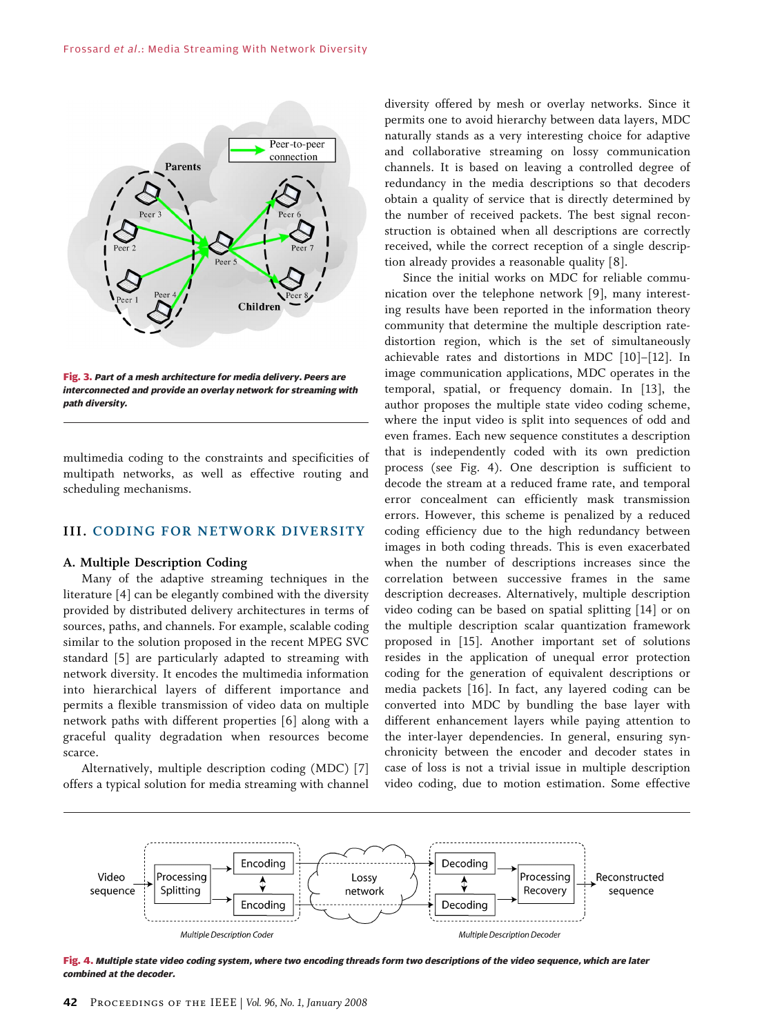Fig. 3. *Part of a mesh architecture for media delivery. Peers are interconnected and provide an overlay network for streaming with path diversity.*

multimedia coding to the constraints and specificities of multipath networks, as well as effective routing and scheduling mechanisms.

## III. CODING FOR NETWORK DIVERSITY

### A. Multiple Description Coding

Many of the adaptive streaming techniques in the literature [4] can be elegantly combined with the diversity provided by distributed delivery architectures in terms of sources, paths, and channels. For example, scalable coding similar to the solution proposed in the recent MPEG SVC standard [5] are particularly adapted to streaming with network diversity. It encodes the multimedia information into hierarchical layers of different importance and permits a flexible transmission of video data on multiple network paths with different properties [6] along with a graceful quality degradation when resources become scarce.

Alternatively, multiple description coding (MDC) [7] offers a typical solution for media streaming with channel diversity offered by mesh or overlay networks. Since it permits one to avoid hierarchy between data layers, MDC naturally stands as a very interesting choice for adaptive and collaborative streaming on lossy communication channels. It is based on leaving a controlled degree of redundancy in the media descriptions so that decoders obtain a quality of service that is directly determined by the number of received packets. The best signal reconstruction is obtained when all descriptions are correctly received, while the correct reception of a single description already provides a reasonable quality [8].

Since the initial works on MDC for reliable communication over the telephone network [9], many interesting results have been reported in the information theory community that determine the multiple description rate-distortion region, which is the set of simultaneously achievable rates and distortions in MDC [10]–[12]. In image communication applications, MDC operates in the temporal, spatial, or frequency domain. In [13], the author proposes the multiple state video coding scheme, where the input video is split into sequences of odd and even frames. Each new sequence constitutes a description that is independently coded with its own prediction process (see Fig. 4). One description is sufficient to decode the stream at a reduced frame rate, and temporal error concealment can efficiently mask transmission errors. However, this scheme is penalized by a reduced coding efficiency due to the high redundancy between images in both coding threads. This is even exacerbated when the number of descriptions increases since the correlation between successive frames in the same description decreases. Alternatively, multiple description video coding can be based on spatial splitting [14] or on the multiple description scalar quantization framework proposed in [15]. Another important set of solutions resides in the application of unequal error protection coding for the generation of equivalent descriptions or media packets [16]. In fact, any layered coding can be converted into MDC by bundling the base layer with different enhancement layers while paying attention to the inter-layer dependencies. In general, ensuring synchronicity between the encoder and decoder states in case of loss is not a trivial issue in multiple description video coding, due to motion estimation. Some effective

Fig. 4. *Multiple state video coding system, where two encoding threads form two descriptions of the video sequence, which are later combined at the decoder.*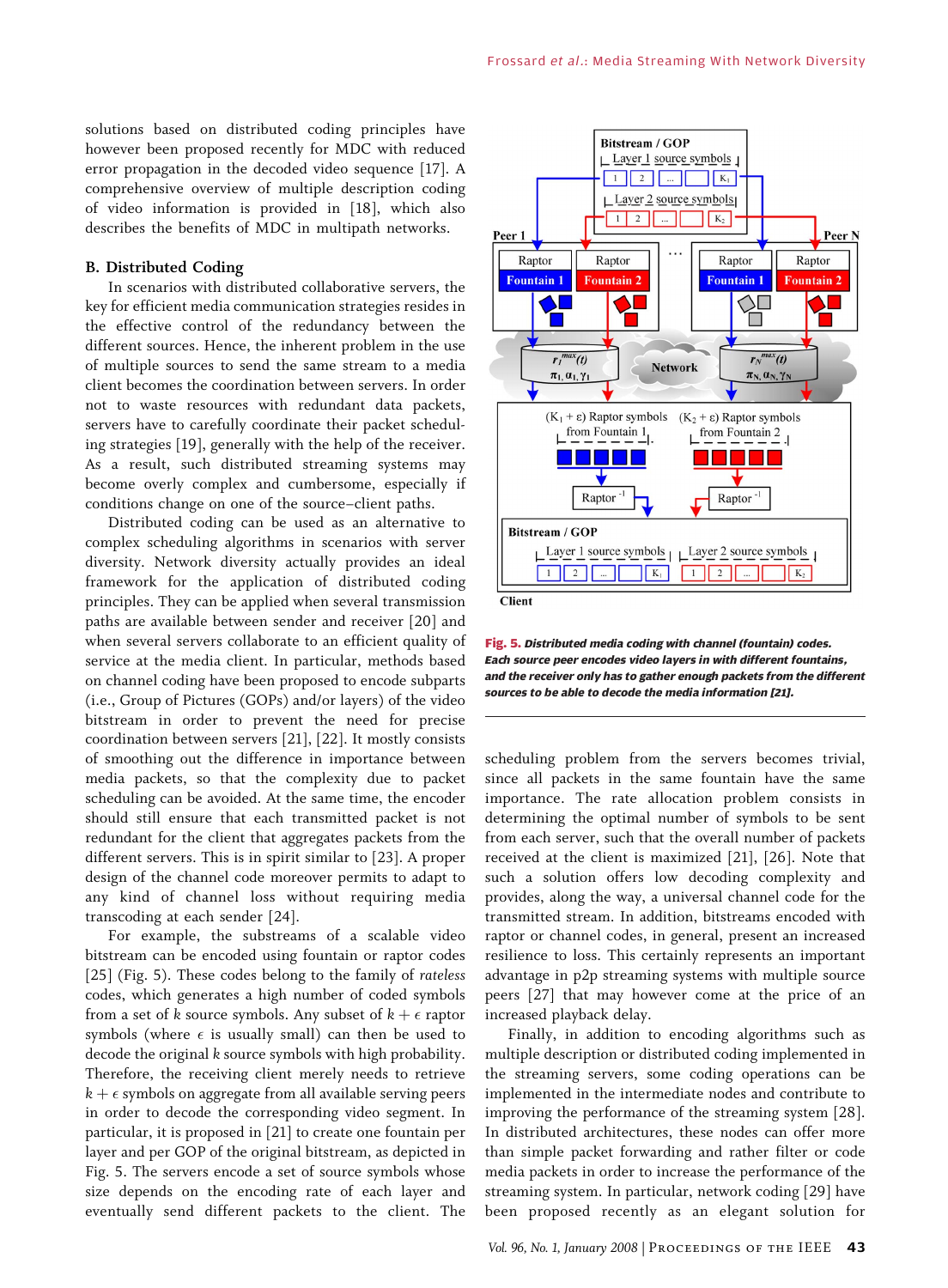solutions based on distributed coding principles have however been proposed recently for MDC with reduced error propagation in the decoded video sequence [17]. A comprehensive overview of multiple description coding of video information is provided in [18], which also describes the benefits of MDC in multipath networks.

### B. Distributed Coding

In scenarios with distributed collaborative servers, the key for efficient media communication strategies resides in the effective control of the redundancy between the different sources. Hence, the inherent problem in the use of multiple sources to send the same stream to a media client becomes the coordination between servers. In order not to waste resources with redundant data packets, servers have to carefully coordinate their packet scheduling strategies [19], generally with the help of the receiver. As a result, such distributed streaming systems may become overly complex and cumbersome, especially if conditions change on one of the source–client paths.

Distributed coding can be used as an alternative to complex scheduling algorithms in scenarios with server diversity. Network diversity actually provides an ideal framework for the application of distributed coding principles. They can be applied when several transmission paths are available between sender and receiver [20] and when several servers collaborate to an efficient quality of service at the media client. In particular, methods based on channel coding have been proposed to encode subparts (i.e., Group of Pictures (GOPs) and/or layers) of the video bitstream in order to prevent the need for precise coordination between servers [21], [22]. It mostly consists of smoothing out the difference in importance between media packets, so that the complexity due to packet scheduling can be avoided. At the same time, the encoder should still ensure that each transmitted packet is not redundant for the client that aggregates packets from the different servers. This is in spirit similar to [23]. A proper design of the channel code moreover permits to adapt to any kind of channel loss without requiring media transcoding at each sender [24].

For example, the substreams of a scalable video bitstream can be encoded using fountain or raptor codes [25] (Fig. 5). These codes belong to the family of *rateless* codes, which generates a high number of coded symbols from a set of $k$ source symbols. Any subset of $k + \epsilon$ raptor symbols (where $\epsilon$ is usually small) can then be used to decode the original $k$ source symbols with high probability. Therefore, the receiving client merely needs to retrieve $k + \epsilon$ symbols on aggregate from all available serving peers in order to decode the corresponding video segment. In particular, it is proposed in [21] to create one fountain per layer and per GOP of the original bitstream, as depicted in Fig. 5. The servers encode a set of source symbols whose size depends on the encoding rate of each layer and eventually send different packets to the client. The scheduling problem from the servers becomes trivial, since all packets in the same fountain have the same importance. The rate allocation problem consists in determining the optimal number of symbols to be sent from each server, such that the overall number of packets received at the client is maximized [21], [26]. Note that such a solution offers low decoding complexity and provides, along the way, a universal channel code for the transmitted stream. In addition, bitstreams encoded with raptor or channel codes, in general, present an increased resilience to loss. This certainly represents an important advantage in p2p streaming systems with multiple source peers [27] that may however come at the price of an increased playback delay.

**Fig. 5.** *Distributed media coding with channel (fountain) codes. Each source peer encodes video layers in with different fountains, and the receiver only has to gather enough packets from the different sources to be able to decode the media information [21].*

Finally, in addition to encoding algorithms such as multiple description or distributed coding implemented in the streaming servers, some coding operations can be implemented in the intermediate nodes and contribute to improving the performance of the streaming system [28]. In distributed architectures, these nodes can offer more than simple packet forwarding and rather filter or code media packets in order to increase the performance of the streaming system. In particular, network coding [29] have been proposed recently as an elegant solution for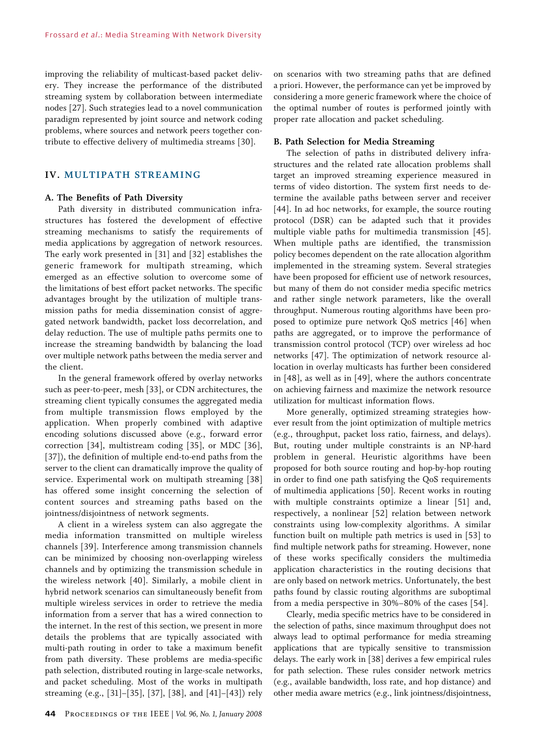improving the reliability of multicast-based packet delivery. They increase the performance of the distributed streaming system by collaboration between intermediate nodes [27]. Such strategies lead to a novel communication paradigm represented by joint source and network coding problems, where sources and network peers together contribute to effective delivery of multimedia streams [30].

## IV. MULTIPATH STREAMING

### A. The Benefits of Path Diversity

Path diversity in distributed communication infrastructures has fostered the development of effective streaming mechanisms to satisfy the requirements of media applications by aggregation of network resources. The early work presented in [31] and [32] establishes the generic framework for multipath streaming, which emerged as an effective solution to overcome some of the limitations of best effort packet networks. The specific advantages brought by the utilization of multiple transmission paths for media dissemination consist of aggregated network bandwidth, packet loss decorrelation, and delay reduction. The use of multiple paths permits one to increase the streaming bandwidth by balancing the load over multiple network paths between the media server and the client.

In the general framework offered by overlay networks such as peer-to-peer, mesh [33], or CDN architectures, the streaming client typically consumes the aggregated media from multiple transmission flows employed by the application. When properly combined with adaptive encoding solutions discussed above (e.g., forward error correction [34], multistream coding [35], or MDC [36], [37]), the definition of multiple end-to-end paths from the server to the client can dramatically improve the quality of service. Experimental work on multipath streaming [38] has offered some insight concerning the selection of content sources and streaming paths based on the jointness/disjointness of network segments.

A client in a wireless system can also aggregate the media information transmitted on multiple wireless channels [39]. Interference among transmission channels can be minimized by choosing non-overlapping wireless channels and by optimizing the transmission schedule in the wireless network [40]. Similarly, a mobile client in hybrid network scenarios can simultaneously benefit from multiple wireless services in order to retrieve the media information from a server that has a wired connection to the internet. In the rest of this section, we present in more details the problems that are typically associated with multi-path routing in order to take a maximum benefit from path diversity. These problems are media-specific path selection, distributed routing in large-scale networks, and packet scheduling. Most of the works in multipath streaming (e.g., [31]–[35], [37], [38], and [41]–[43]) rely on scenarios with two streaming paths that are defined a priori. However, the performance can yet be improved by considering a more generic framework where the choice of the optimal number of routes is performed jointly with proper rate allocation and packet scheduling.

### B. Path Selection for Media Streaming

The selection of paths in distributed delivery infrastructures and the related rate allocation problems shall target an improved streaming experience measured in terms of video distortion. The system first needs to determine the available paths between server and receiver [44]. In ad hoc networks, for example, the source routing protocol (DSR) can be adapted such that it provides multiple viable paths for multimedia transmission [45]. When multiple paths are identified, the transmission policy becomes dependent on the rate allocation algorithm implemented in the streaming system. Several strategies have been proposed for efficient use of network resources, but many of them do not consider media specific metrics and rather single network parameters, like the overall throughput. Numerous routing algorithms have been proposed to optimize pure network QoS metrics [46] when paths are aggregated, or to improve the performance of transmission control protocol (TCP) over wireless ad hoc networks [47]. The optimization of network resource allocation in overlay multicasts has further been considered in [48], as well as in [49], where the authors concentrate on achieving fairness and maximize the network resource utilization for multicast information flows.

More generally, optimized streaming strategies however result from the joint optimization of multiple metrics (e.g., throughput, packet loss ratio, fairness, and delays). But, routing under multiple constraints is an NP-hard problem in general. Heuristic algorithms have been proposed for both source routing and hop-by-hop routing in order to find one path satisfying the QoS requirements of multimedia applications [50]. Recent works in routing with multiple constraints optimize a linear [51] and, respectively, a nonlinear [52] relation between network constraints using low-complexity algorithms. A similar function built on multiple path metrics is used in [53] to find multiple network paths for streaming. However, none of these works specifically considers the multimedia application characteristics in the routing decisions that are only based on network metrics. Unfortunately, the best paths found by classic routing algorithms are suboptimal from a media perspective in 30%–80% of the cases [54].

Clearly, media specific metrics have to be considered in the selection of paths, since maximum throughput does not always lead to optimal performance for media streaming applications that are typically sensitive to transmission delays. The early work in [38] derives a few empirical rules for path selection. These rules consider network metrics (e.g., available bandwidth, loss rate, and hop distance) and other media aware metrics (e.g., link jointness/disjointness,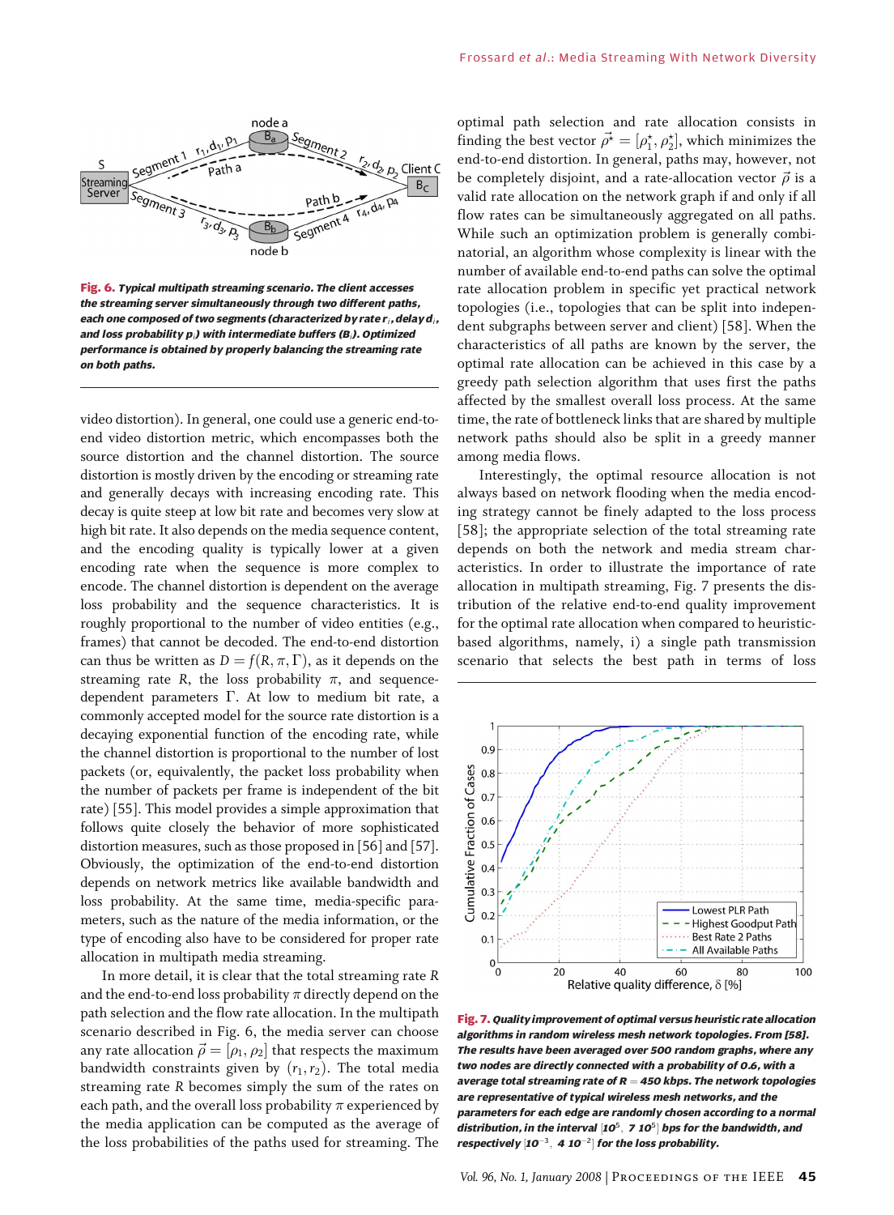Fig. 6. Typical multipath streaming scenario. The client accesses the streaming server simultaneously through two different paths, each one composed of two segments (characterized by rate $r_i$, delay $d_i$, and loss probability $p_i$) with intermediate buffers ($B_i$). Optimized performance is obtained by properly balancing the streaming rate on both paths.

video distortion). In general, one could use a generic end-to-end video distortion metric, which encompasses both the source distortion and the channel distortion. The source distortion is mostly driven by the encoding or streaming rate and generally decays with increasing encoding rate. This decay is quite steep at low bit rate and becomes very slow at high bit rate. It also depends on the media sequence content, and the encoding quality is typically lower at a given encoding rate when the sequence is more complex to encode. The channel distortion is dependent on the average loss probability and the sequence characteristics. It is roughly proportional to the number of video entities (e.g., frames) that cannot be decoded. The end-to-end distortion can thus be written as $D = f(R, \pi, \Gamma)$, as it depends on the streaming rate $R$, the loss probability $\pi$, and sequence-dependent parameters $\Gamma$. At low to medium bit rate, a commonly accepted model for the source rate distortion is a decaying exponential function of the encoding rate, while the channel distortion is proportional to the number of lost packets (or, equivalently, the packet loss probability when the number of packets per frame is independent of the bit rate) [55]. This model provides a simple approximation that follows quite closely the behavior of more sophisticated distortion measures, such as those proposed in [56] and [57]. Obviously, the optimization of the end-to-end distortion depends on network metrics like available bandwidth and loss probability. At the same time, media-specific parameters, such as the nature of the media information, or the type of encoding also have to be considered for proper rate allocation in multipath media streaming.

In more detail, it is clear that the total streaming rate $R$ and the end-to-end loss probability $\pi$ directly depend on the path selection and the flow rate allocation. In the multipath scenario described in Fig. 6, the media server can choose any rate allocation $\vec{\rho} = [\rho_1, \rho_2]$ that respects the maximum bandwidth constraints given by $(r_1, r_2)$. The total media streaming rate $R$ becomes simply the sum of the rates on each path, and the overall loss probability $\pi$ experienced by the media application can be computed as the average of the loss probabilities of the paths used for streaming. The optimal path selection and rate allocation consists in finding the best vector $\vec{\rho}^{\star} = [\rho_1^{\star}, \rho_2^{\star}]$, which minimizes the end-to-end distortion. In general, paths may, however, not be completely disjoint, and a rate-allocation vector $\vec{\rho}$ is a valid rate allocation on the network graph if and only if all flow rates can be simultaneously aggregated on all paths. While such an optimization problem is generally combinatorial, an algorithm whose complexity is linear with the number of available end-to-end paths can solve the optimal rate allocation problem in specific yet practical network topologies (i.e., topologies that can be split into independent subgraphs between server and client) [58]. When the characteristics of all paths are known by the server, the optimal rate allocation can be achieved in this case by a greedy path selection algorithm that uses first the paths affected by the smallest overall loss process. At the same time, the rate of bottleneck links that are shared by multiple network paths should also be split in a greedy manner among media flows.

Interestingly, the optimal resource allocation is not always based on network flooding when the media encoding strategy cannot be finely adapted to the loss process [58]; the appropriate selection of the total streaming rate depends on both the network and media stream characteristics. In order to illustrate the importance of rate allocation in multipath streaming, Fig. 7 presents the distribution of the relative end-to-end quality improvement for the optimal rate allocation when compared to heuristic-based algorithms, namely, i) a single path transmission scenario that selects the best path in terms of loss

Fig. 7. Quality improvement of optimal versus heuristic rate allocation algorithms in random wireless mesh network topologies. From [58]. The results have been averaged over 500 random graphs, where any two nodes are directly connected with a probability of 0.6, with a average total streaming rate of $R = 450$ kbps. The network topologies are representative of typical wireless mesh networks, and the parameters for each edge are randomly chosen according to a normal distribution, in the interval $[10^5, 7\ 10^5]$ bps for the bandwidth, and respectively $[10^{-3}, 4\ 10^{-2}]$ for the loss probability.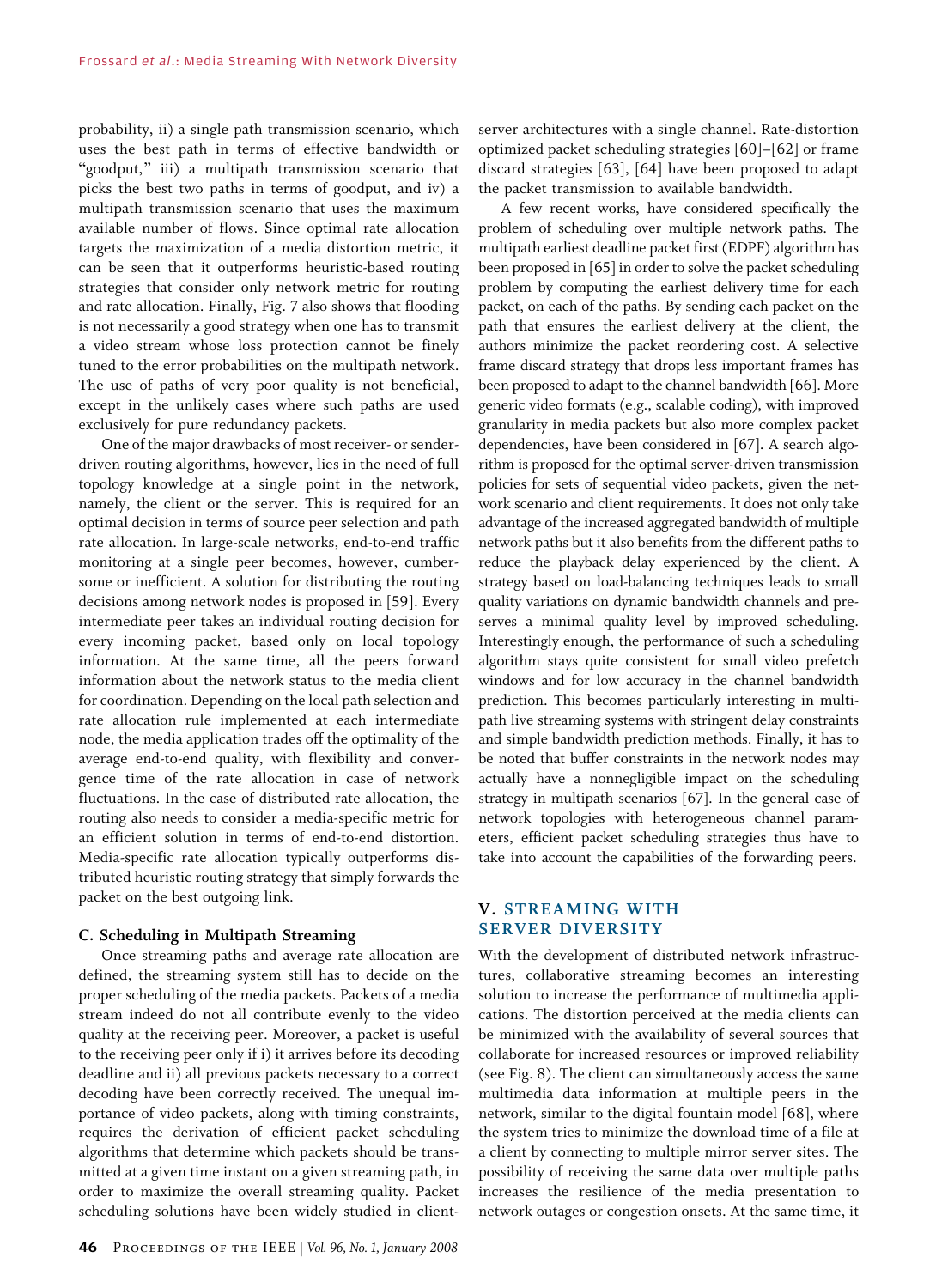probability, ii) a single path transmission scenario, which uses the best path in terms of effective bandwidth or "goodput," iii) a multipath transmission scenario that picks the best two paths in terms of goodput, and iv) a multipath transmission scenario that uses the maximum available number of flows. Since optimal rate allocation targets the maximization of a media distortion metric, it can be seen that it outperforms heuristic-based routing strategies that consider only network metric for routing and rate allocation. Finally, Fig. 7 also shows that flooding is not necessarily a good strategy when one has to transmit a video stream whose loss protection cannot be finely tuned to the error probabilities on the multipath network. The use of paths of very poor quality is not beneficial, except in the unlikely cases where such paths are used exclusively for pure redundancy packets.

One of the major drawbacks of most receiver- or sender-driven routing algorithms, however, lies in the need of full topology knowledge at a single point in the network, namely, the client or the server. This is required for an optimal decision in terms of source peer selection and path rate allocation. In large-scale networks, end-to-end traffic monitoring at a single peer becomes, however, cumbersome or inefficient. A solution for distributing the routing decisions among network nodes is proposed in [59]. Every intermediate peer takes an individual routing decision for every incoming packet, based only on local topology information. At the same time, all the peers forward information about the network status to the media client for coordination. Depending on the local path selection and rate allocation rule implemented at each intermediate node, the media application trades off the optimality of the average end-to-end quality, with flexibility and convergence time of the rate allocation in case of network fluctuations. In the case of distributed rate allocation, the routing also needs to consider a media-specific metric for an efficient solution in terms of end-to-end distortion. Media-specific rate allocation typically outperforms distributed heuristic routing strategy that simply forwards the packet on the best outgoing link.

### C. Scheduling in Multipath Streaming

Once streaming paths and average rate allocation are defined, the streaming system still has to decide on the proper scheduling of the media packets. Packets of a media stream indeed do not all contribute evenly to the video quality at the receiving peer. Moreover, a packet is useful to the receiving peer only if i) it arrives before its decoding deadline and ii) all previous packets necessary to a correct decoding have been correctly received. The unequal importance of video packets, along with timing constraints, requires the derivation of efficient packet scheduling algorithms that determine which packets should be transmitted at a given time instant on a given streaming path, in order to maximize the overall streaming quality. Packet scheduling solutions have been widely studied in client-server architectures with a single channel. Rate-distortion optimized packet scheduling strategies [60]–[62] or frame discard strategies [63], [64] have been proposed to adapt the packet transmission to available bandwidth.

A few recent works, have considered specifically the problem of scheduling over multiple network paths. The multipath earliest deadline packet first (EDPF) algorithm has been proposed in [65] in order to solve the packet scheduling problem by computing the earliest delivery time for each packet, on each of the paths. By sending each packet on the path that ensures the earliest delivery at the client, the authors minimize the packet reordering cost. A selective frame discard strategy that drops less important frames has been proposed to adapt to the channel bandwidth [66]. More generic video formats (e.g., scalable coding), with improved granularity in media packets but also more complex packet dependencies, have been considered in [67]. A search algorithm is proposed for the optimal server-driven transmission policies for sets of sequential video packets, given the network scenario and client requirements. It does not only take advantage of the increased aggregated bandwidth of multiple network paths but it also benefits from the different paths to reduce the playback delay experienced by the client. A strategy based on load-balancing techniques leads to small quality variations on dynamic bandwidth channels and preserves a minimal quality level by improved scheduling. Interestingly enough, the performance of such a scheduling algorithm stays quite consistent for small video prefetch windows and for low accuracy in the channel bandwidth prediction. This becomes particularly interesting in multipath live streaming systems with stringent delay constraints and simple bandwidth prediction methods. Finally, it has to be noted that buffer constraints in the network nodes may actually have a nonnegligible impact on the scheduling strategy in multipath scenarios [67]. In the general case of network topologies with heterogeneous channel parameters, efficient packet scheduling strategies thus have to take into account the capabilities of the forwarding peers.

## V. STREAMING WITH SERVER DIVERSITY

With the development of distributed network infrastructures, collaborative streaming becomes an interesting solution to increase the performance of multimedia applications. The distortion perceived at the media clients can be minimized with the availability of several sources that collaborate for increased resources or improved reliability (see Fig. 8). The client can simultaneously access the same multimedia data information at multiple peers in the network, similar to the digital fountain model [68], where the system tries to minimize the download time of a file at a client by connecting to multiple mirror server sites. The possibility of receiving the same data over multiple paths increases the resilience of the media presentation to network outages or congestion onsets. At the same time, it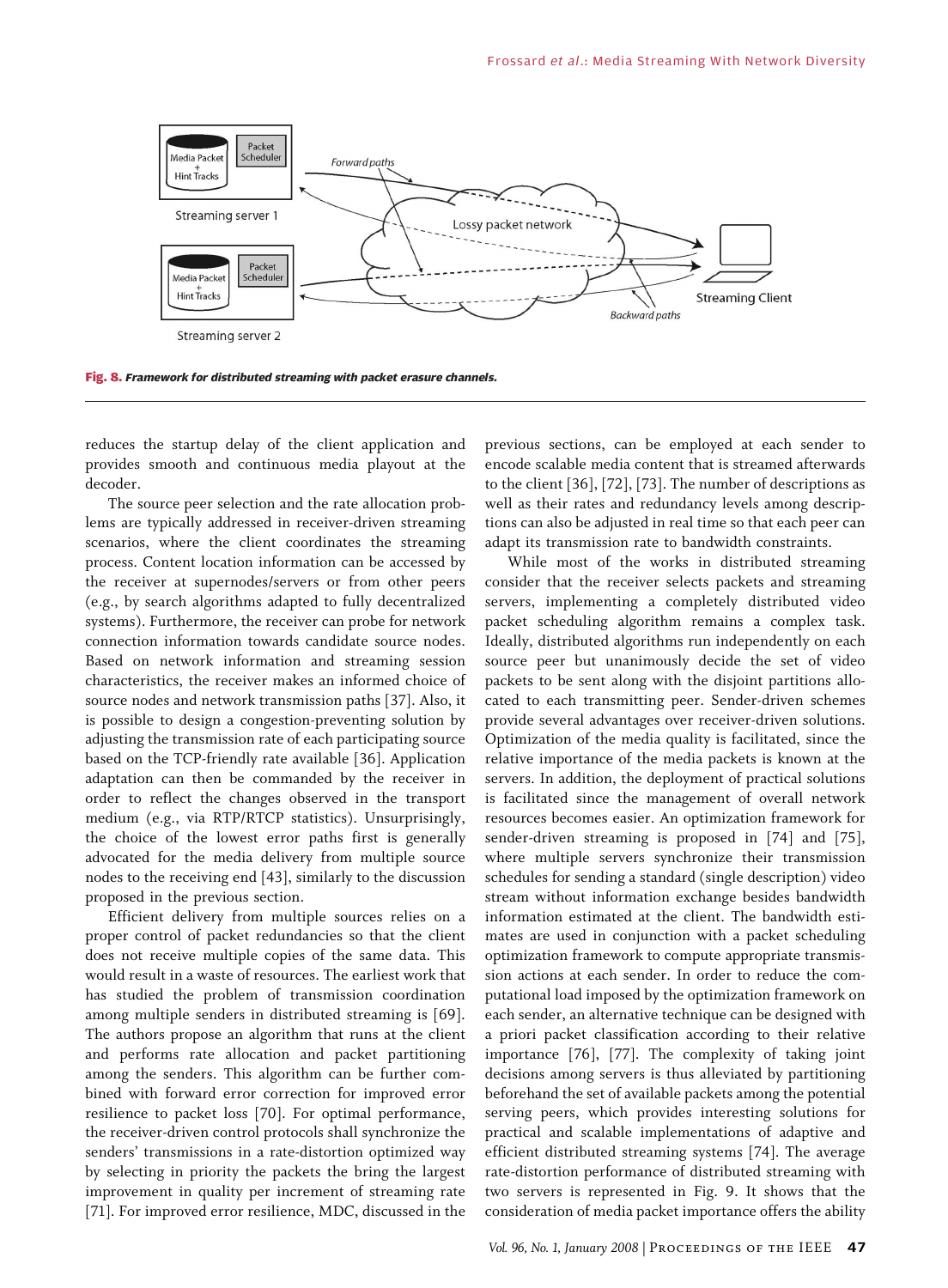Media Packet + Hint Tracks

Packet Scheduler

Streaming server 1

Media Packet + Hint Tracks

Packet Scheduler

Streaming server 2

Forward paths

Lossy packet network

Backward paths

Streaming Client

**Fig. 8.** *Framework for distributed streaming with packet erasure channels.*

reduces the startup delay of the client application and provides smooth and continuous media playout at the decoder.

The source peer selection and the rate allocation problems are typically addressed in receiver-driven streaming scenarios, where the client coordinates the streaming process. Content location information can be accessed by the receiver at supernodes/servers or from other peers (e.g., by search algorithms adapted to fully decentralized systems). Furthermore, the receiver can probe for network connection information towards candidate source nodes. Based on network information and streaming session characteristics, the receiver makes an informed choice of source nodes and network transmission paths [37]. Also, it is possible to design a congestion-preventing solution by adjusting the transmission rate of each participating source based on the TCP-friendly rate available [36]. Application adaptation can then be commanded by the receiver in order to reflect the changes observed in the transport medium (e.g., via RTP/RTCP statistics). Unsurprisingly, the choice of the lowest error paths first is generally advocated for the media delivery from multiple source nodes to the receiving end [43], similarly to the discussion proposed in the previous section.

Efficient delivery from multiple sources relies on a proper control of packet redundancies so that the client does not receive multiple copies of the same data. This would result in a waste of resources. The earliest work that has studied the problem of transmission coordination among multiple senders in distributed streaming is [69]. The authors propose an algorithm that runs at the client and performs rate allocation and packet partitioning among the senders. This algorithm can be further combined with forward error correction for improved error resilience to packet loss [70]. For optimal performance, the receiver-driven control protocols shall synchronize the senders' transmissions in a rate-distortion optimized way by selecting in priority the packets the bring the largest improvement in quality per increment of streaming rate [71]. For improved error resilience, MDC, discussed in the previous sections, can be employed at each sender to encode scalable media content that is streamed afterwards to the client [36], [72], [73]. The number of descriptions as well as their rates and redundancy levels among descriptions can also be adjusted in real time so that each peer can adapt its transmission rate to bandwidth constraints.

While most of the works in distributed streaming consider that the receiver selects packets and streaming servers, implementing a completely distributed video packet scheduling algorithm remains a complex task. Ideally, distributed algorithms run independently on each source peer but unanimously decide the set of video packets to be sent along with the disjoint partitions allocated to each transmitting peer. Sender-driven schemes provide several advantages over receiver-driven solutions. Optimization of the media quality is facilitated, since the relative importance of the media packets is known at the servers. In addition, the deployment of practical solutions is facilitated since the management of overall network resources becomes easier. An optimization framework for sender-driven streaming is proposed in [74] and [75], where multiple servers synchronize their transmission schedules for sending a standard (single description) video stream without information exchange besides bandwidth information estimated at the client. The bandwidth estimates are used in conjunction with a packet scheduling optimization framework to compute appropriate transmission actions at each sender. In order to reduce the computational load imposed by the optimization framework on each sender, an alternative technique can be designed with a priori packet classification according to their relative importance [76], [77]. The complexity of taking joint decisions among servers is thus alleviated by partitioning beforehand the set of available packets among the potential serving peers, which provides interesting solutions for practical and scalable implementations of adaptive and efficient distributed streaming systems [74]. The average rate-distortion performance of distributed streaming with two servers is represented in Fig. 9. It shows that the consideration of media packet importance offers the ability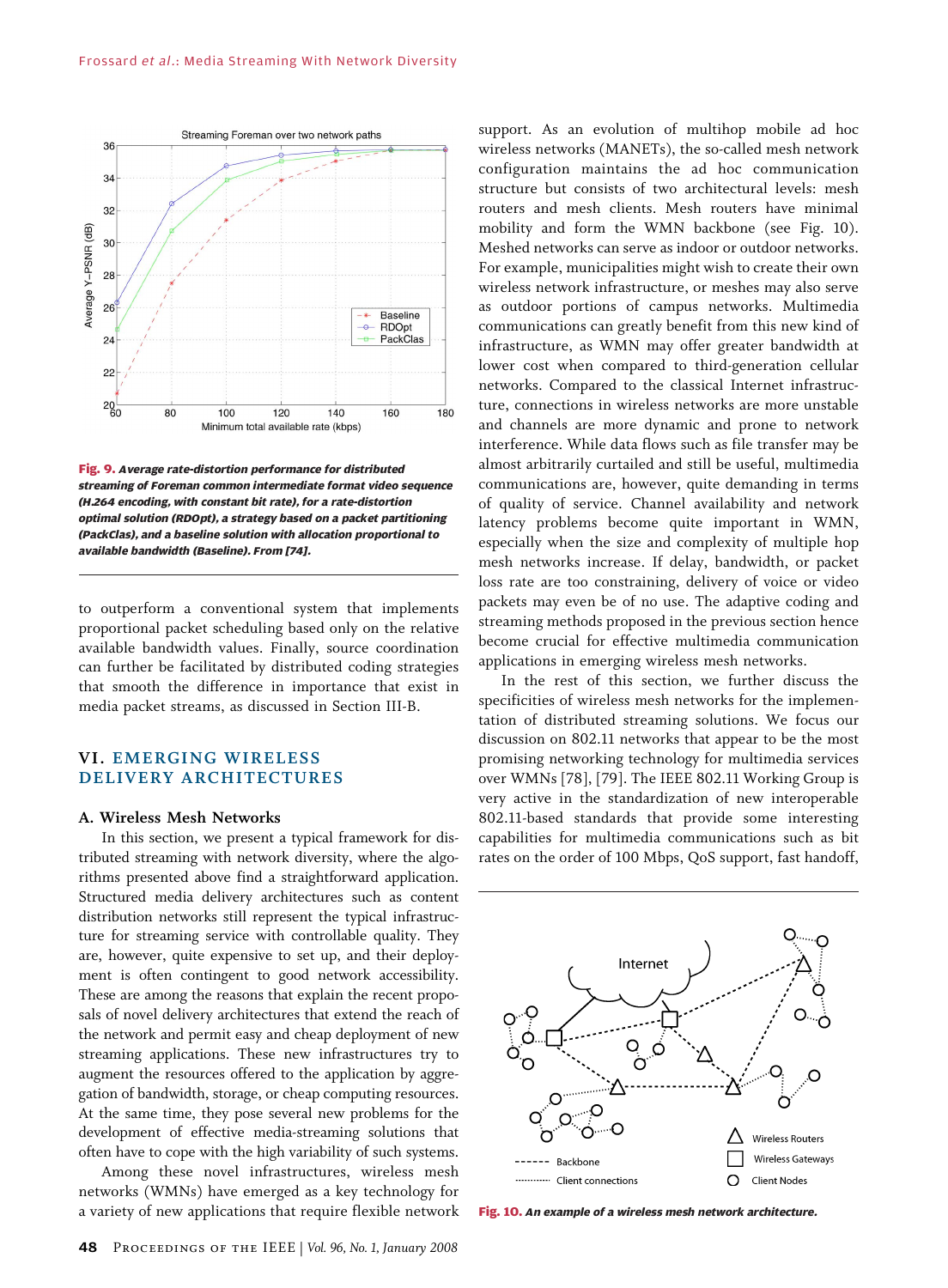Streaming Foreman over two network paths

Average Y–PSNR (dB)

Minimum total available rate (kbps)

Baseline
RDOpt
PackClas

36
34
32
30
28
26
24
22
20

60 80 100 120 140 160 180

**Fig. 9.** ***Average rate-distortion performance for distributed streaming of Foreman common intermediate format video sequence (H.264 encoding, with constant bit rate), for a rate-distortion optimal solution (RDOpt), a strategy based on a packet partitioning (PackClas), and a baseline solution with allocation proportional to available bandwidth (Baseline). From [74].***

to outperform a conventional system that implements proportional packet scheduling based only on the relative available bandwidth values. Finally, source coordination can further be facilitated by distributed coding strategies that smooth the difference in importance that exist in media packet streams, as discussed in Section III-B.

## VI. EMERGING WIRELESS DELIVERY ARCHITECTURES

### A. Wireless Mesh Networks

In this section, we present a typical framework for distributed streaming with network diversity, where the algorithms presented above find a straightforward application. Structured media delivery architectures such as content distribution networks still represent the typical infrastructure for streaming service with controllable quality. They are, however, quite expensive to set up, and their deployment is often contingent to good network accessibility. These are among the reasons that explain the recent proposals of novel delivery architectures that extend the reach of the network and permit easy and cheap deployment of new streaming applications. These new infrastructures try to augment the resources offered to the application by aggregation of bandwidth, storage, or cheap computing resources. At the same time, they pose several new problems for the development of effective media-streaming solutions that often have to cope with the high variability of such systems.

Among these novel infrastructures, wireless mesh networks (WMNs) have emerged as a key technology for a variety of new applications that require flexible network support. As an evolution of multihop mobile ad hoc wireless networks (MANETs), the so-called mesh network configuration maintains the ad hoc communication structure but consists of two architectural levels: mesh routers and mesh clients. Mesh routers have minimal mobility and form the WMN backbone (see Fig. 10). Meshed networks can serve as indoor or outdoor networks. For example, municipalities might wish to create their own wireless network infrastructure, or meshes may also serve as outdoor portions of campus networks. Multimedia communications can greatly benefit from this new kind of infrastructure, as WMN may offer greater bandwidth at lower cost when compared to third-generation cellular networks. Compared to the classical Internet infrastructure, connections in wireless networks are more unstable and channels are more dynamic and prone to network interference. While data flows such as file transfer may be almost arbitrarily curtailed and still be useful, multimedia communications are, however, quite demanding in terms of quality of service. Channel availability and network latency problems become quite important in WMN, especially when the size and complexity of multiple hop mesh networks increase. If delay, bandwidth, or packet loss rate are too constraining, delivery of voice or video packets may even be of no use. The adaptive coding and streaming methods proposed in the previous section hence become crucial for effective multimedia communication applications in emerging wireless mesh networks.

In the rest of this section, we further discuss the specificities of wireless mesh networks for the implementation of distributed streaming solutions. We focus our discussion on 802.11 networks that appear to be the most promising networking technology for multimedia services over WMNs [78], [79]. The IEEE 802.11 Working Group is very active in the standardization of new interoperable 802.11-based standards that provide some interesting capabilities for multimedia communications such as bit rates on the order of 100 Mbps, QoS support, fast handoff,

Internet

Backbone
Client connections
Wireless Routers
Wireless Gateways
Client Nodes

**Fig. 10.** ***An example of a wireless mesh network architecture.***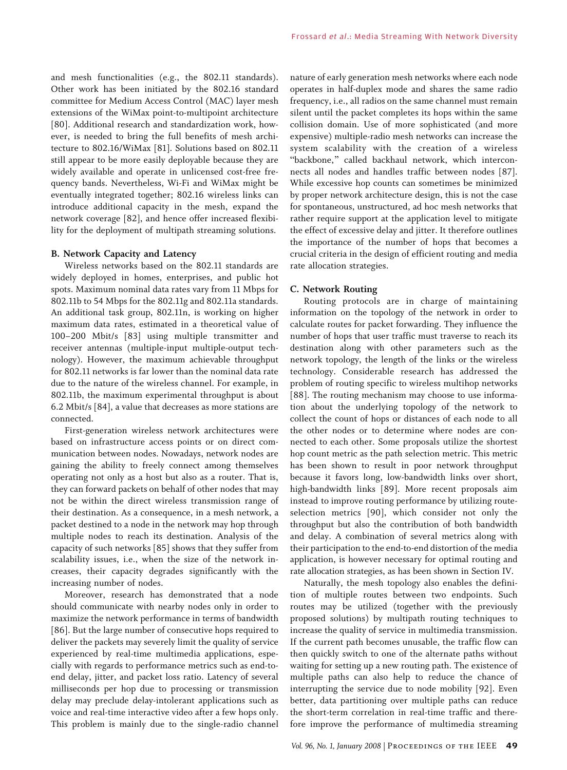and mesh functionalities (e.g., the 802.11 standards). Other work has been initiated by the 802.16 standard committee for Medium Access Control (MAC) layer mesh extensions of the WiMax point-to-multipoint architecture [80]. Additional research and standardization work, however, is needed to bring the full benefits of mesh architecture to 802.16/WiMax [81]. Solutions based on 802.11 still appear to be more easily deployable because they are widely available and operate in unlicensed cost-free frequency bands. Nevertheless, Wi-Fi and WiMax might be eventually integrated together; 802.16 wireless links can introduce additional capacity in the mesh, expand the network coverage [82], and hence offer increased flexibility for the deployment of multipath streaming solutions.

### B. Network Capacity and Latency

Wireless networks based on the 802.11 standards are widely deployed in homes, enterprises, and public hot spots. Maximum nominal data rates vary from 11 Mbps for 802.11b to 54 Mbps for the 802.11g and 802.11a standards. An additional task group, 802.11n, is working on higher maximum data rates, estimated in a theoretical value of 100–200 Mbit/s [83] using multiple transmitter and receiver antennas (multiple-input multiple-output technology). However, the maximum achievable throughput for 802.11 networks is far lower than the nominal data rate due to the nature of the wireless channel. For example, in 802.11b, the maximum experimental throughput is about 6.2 Mbit/s [84], a value that decreases as more stations are connected.

First-generation wireless network architectures were based on infrastructure access points or on direct communication between nodes. Nowadays, network nodes are gaining the ability to freely connect among themselves operating not only as a host but also as a router. That is, they can forward packets on behalf of other nodes that may not be within the direct wireless transmission range of their destination. As a consequence, in a mesh network, a packet destined to a node in the network may hop through multiple nodes to reach its destination. Analysis of the capacity of such networks [85] shows that they suffer from scalability issues, i.e., when the size of the network increases, their capacity degrades significantly with the increasing number of nodes.

Moreover, research has demonstrated that a node should communicate with nearby nodes only in order to maximize the network performance in terms of bandwidth [86]. But the large number of consecutive hops required to deliver the packets may severely limit the quality of service experienced by real-time multimedia applications, especially with regards to performance metrics such as end-to-end delay, jitter, and packet loss ratio. Latency of several milliseconds per hop due to processing or transmission delay may preclude delay-intolerant applications such as voice and real-time interactive video after a few hops only. This problem is mainly due to the single-radio channel nature of early generation mesh networks where each node operates in half-duplex mode and shares the same radio frequency, i.e., all radios on the same channel must remain silent until the packet completes its hops within the same collision domain. Use of more sophisticated (and more expensive) multiple-radio mesh networks can increase the system scalability with the creation of a wireless "backbone," called backhaul network, which interconnects all nodes and handles traffic between nodes [87]. While excessive hop counts can sometimes be minimized by proper network architecture design, this is not the case for spontaneous, unstructured, ad hoc mesh networks that rather require support at the application level to mitigate the effect of excessive delay and jitter. It therefore outlines the importance of the number of hops that becomes a crucial criteria in the design of efficient routing and media rate allocation strategies.

### C. Network Routing

Routing protocols are in charge of maintaining information on the topology of the network in order to calculate routes for packet forwarding. They influence the number of hops that user traffic must traverse to reach its destination along with other parameters such as the network topology, the length of the links or the wireless technology. Considerable research has addressed the problem of routing specific to wireless multihop networks [88]. The routing mechanism may choose to use information about the underlying topology of the network to collect the count of hops or distances of each node to all the other nodes or to determine where nodes are connected to each other. Some proposals utilize the shortest hop count metric as the path selection metric. This metric has been shown to result in poor network throughput because it favors long, low-bandwidth links over short, high-bandwidth links [89]. More recent proposals aim instead to improve routing performance by utilizing route-selection metrics [90], which consider not only the throughput but also the contribution of both bandwidth and delay. A combination of several metrics along with their participation to the end-to-end distortion of the media application, is however necessary for optimal routing and rate allocation strategies, as has been shown in Section IV.

Naturally, the mesh topology also enables the definition of multiple routes between two endpoints. Such routes may be utilized (together with the previously proposed solutions) by multipath routing techniques to increase the quality of service in multimedia transmission. If the current path becomes unusable, the traffic flow can then quickly switch to one of the alternate paths without waiting for setting up a new routing path. The existence of multiple paths can also help to reduce the chance of interrupting the service due to node mobility [92]. Even better, data partitioning over multiple paths can reduce the short-term correlation in real-time traffic and therefore improve the performance of multimedia streaming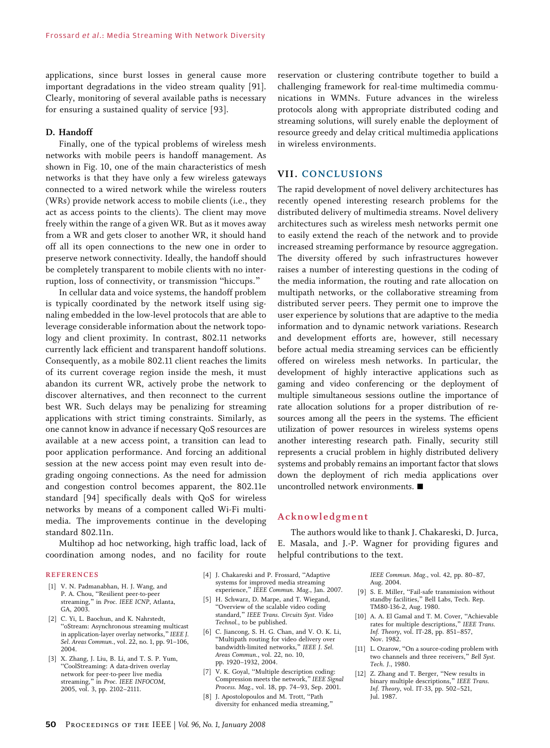applications, since burst losses in general cause more important degradations in the video stream quality [91]. Clearly, monitoring of several available paths is necessary for ensuring a sustained quality of service [93].

### D. Handoff

Finally, one of the typical problems of wireless mesh networks with mobile peers is handoff management. As shown in Fig. 10, one of the main characteristics of mesh networks is that they have only a few wireless gateways connected to a wired network while the wireless routers (WRs) provide network access to mobile clients (i.e., they act as access points to the clients). The client may move freely within the range of a given WR. But as it moves away from a WR and gets closer to another WR, it should hand off all its open connections to the new one in order to preserve network connectivity. Ideally, the handoff should be completely transparent to mobile clients with no interruption, loss of connectivity, or transmission "hiccups."

In cellular data and voice systems, the handoff problem is typically coordinated by the network itself using signaling embedded in the low-level protocols that are able to leverage considerable information about the network topology and client proximity. In contrast, 802.11 networks currently lack efficient and transparent handoff solutions. Consequently, as a mobile 802.11 client reaches the limits of its current coverage region inside the mesh, it must abandon its current WR, actively probe the network to discover alternatives, and then reconnect to the current best WR. Such delays may be penalizing for streaming applications with strict timing constraints. Similarly, as one cannot know in advance if necessary QoS resources are available at a new access point, a transition can lead to poor application performance. And forcing an additional session at the new access point may even result into degrading ongoing connections. As the need for admission and congestion control becomes apparent, the 802.11e standard [94] specifically deals with QoS for wireless networks by means of a component called Wi-Fi multimedia. The improvements continue in the developing standard 802.11n.

Multihop ad hoc networking, high traffic load, lack of coordination among nodes, and no facility for route reservation or clustering contribute together to build a challenging framework for real-time multimedia communications in WMNs. Future advances in the wireless protocols along with appropriate distributed coding and streaming solutions, will surely enable the deployment of resource greedy and delay critical multimedia applications in wireless environments.

## VII. CONCLUSIONS

The rapid development of novel delivery architectures has recently opened interesting research problems for the distributed delivery of multimedia streams. Novel delivery architectures such as wireless mesh networks permit one to easily extend the reach of the network and to provide increased streaming performance by resource aggregation. The diversity offered by such infrastructures however raises a number of interesting questions in the coding of the media information, the routing and rate allocation on multipath networks, or the collaborative streaming from distributed server peers. They permit one to improve the user experience by solutions that are adaptive to the media information and to dynamic network variations. Research and development efforts are, however, still necessary before actual media streaming services can be efficiently offered on wireless mesh networks. In particular, the development of highly interactive applications such as gaming and video conferencing or the deployment of multiple simultaneous sessions outline the importance of rate allocation solutions for a proper distribution of resources among all the peers in the systems. The efficient utilization of power resources in wireless systems opens another interesting research path. Finally, security still represents a crucial problem in highly distributed delivery systems and probably remains an important factor that slows down the deployment of rich media applications over uncontrolled network environments. ■

## Acknowledgment

The authors would like to thank J. Chakareski, D. Jurca, E. Masala, and J.-P. Wagner for providing figures and helpful contributions to the text.

## REFERENCES

[1] V. N. Padmanabhan, H. J. Wang, and P. A. Chou, "Resilient peer-to-peer streaming," in *Proc. IEEE ICNP*, Atlanta, GA, 2003.

[2] C. Yi, L. Baochun, and K. Nahrstedt, "oStream: Asynchronous streaming multicast in application-layer overlay networks," *IEEE J. Sel. Areas Commun.*, vol. 22, no. 1, pp. 91–106, 2004.

[3] X. Zhang, J. Liu, B. Li, and T. S. P. Yum, "CoolStreaming: A data-driven overlay network for peer-to-peer live media streaming," in *Proc. IEEE INFOCOM*, 2005, vol. 3, pp. 2102–2111.

[4] J. Chakareski and P. Frossard, "Adaptive systems for improved media streaming experience," *IEEE Commun. Mag.*, Jan. 2007.

[5] H. Schwarz, D. Marpe, and T. Wiegand, "Overview of the scalable video coding standard," *IEEE Trans. Circuits Syst. Video Technol.*, to be published.

[6] C. Jiancong, S. H. G. Chan, and V. O. K. Li, "Multipath routing for video delivery over bandwidth-limited networks," *IEEE J. Sel. Areas Commun.*, vol. 22, no. 10, pp. 1920–1932, 2004.

[7] V. K. Goyal, "Multiple description coding: Compression meets the network," *IEEE Signal Process. Mag.*, vol. 18, pp. 74–93, Sep. 2001.

[8] J. Apostolopoulos and M. Trott, "Path diversity for enhanced media streaming," *IEEE Commun. Mag.*, vol. 42, pp. 80–87, Aug. 2004.

[9] S. E. Miller, "Fail-safe transmission without standby facilities," Bell Labs, Tech. Rep. TM80-136-2, Aug. 1980.

[10] A. A. El Gamal and T. M. Cover, "Achievable rates for multiple descriptions," *IEEE Trans. Inf. Theory*, vol. IT-28, pp. 851–857, Nov. 1982.

[11] L. Ozarow, "On a source-coding problem with two channels and three receivers," *Bell Syst. Tech. J.*, 1980.

[12] Z. Zhang and T. Berger, "New results in binary multiple descriptions," *IEEE Trans. Inf. Theory*, vol. IT-33, pp. 502–521, Jul. 1987.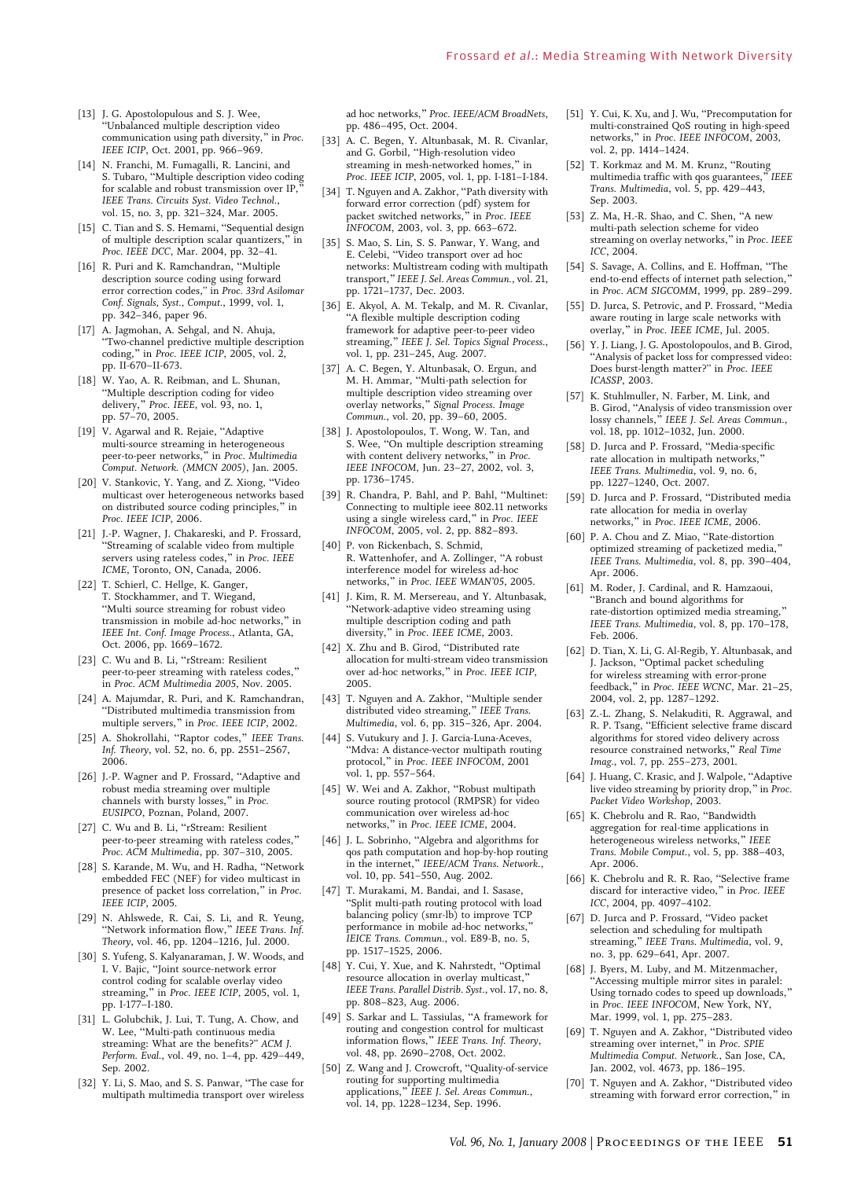[13] J. G. Apostolopulous and S. J. Wee, "Unbalanced multiple description video communication using path diversity," in *Proc. IEEE ICIP*, Oct. 2001, pp. 966–969.

[14] N. Franchi, M. Fumagalli, R. Lancini, and S. Tubaro, "Multiple description video coding for scalable and robust transmission over IP," *IEEE Trans. Circuits Syst. Video Technol.*, vol. 15, no. 3, pp. 321–324, Mar. 2005.

[15] C. Tian and S. S. Hemami, "Sequential design of multiple description scalar quantizers," in *Proc. IEEE DCC*, Mar. 2004, pp. 32–41.

[16] R. Puri and K. Ramchandran, "Multiple description source coding using forward error correction codes," in *Proc. 33rd Asilomar Conf. Signals, Syst., Comput.*, 1999, vol. 1, pp. 342–346, paper 96.

[17] A. Jagmohan, A. Sehgal, and N. Ahuja, "Two-channel predictive multiple description coding," in *Proc. IEEE ICIP*, 2005, vol. 2, pp. II-670–II-673.

[18] W. Yao, A. R. Reibman, and L. Shunan, "Multiple description coding for video delivery," *Proc. IEEE*, vol. 93, no. 1, pp. 57–70, 2005.

[19] V. Agarwal and R. Rejaie, "Adaptive multi-source streaming in heterogeneous peer-to-peer networks," in *Proc. Multimedia Comput. Network. (MMCN 2005)*, Jan. 2005.

[20] V. Stankovic, Y. Yang, and Z. Xiong, "Video multicast over heterogeneous networks based on distributed source coding principles," in *Proc. IEEE ICIP*, 2006.

[21] J.-P. Wagner, J. Chakareski, and P. Frossard, "Streaming of scalable video from multiple servers using rateless codes," in *Proc. IEEE ICME*, Toronto, ON, Canada, 2006.

[22] T. Schierl, C. Hellge, K. Ganger, T. Stockhammer, and T. Wiegand, "Multi source streaming for robust video transmission in mobile ad-hoc networks," in *IEEE Int. Conf. Image Process.*, Atlanta, GA, Oct. 2006, pp. 1669–1672.

[23] C. Wu and B. Li, "rStream: Resilient peer-to-peer streaming with rateless codes," in *Proc. ACM Multimedia 2005*, Nov. 2005.

[24] A. Majumdar, R. Puri, and K. Ramchandran, "Distributed multimedia transmission from multiple servers," in *Proc. IEEE ICIP*, 2002.

[25] A. Shokrollahi, "Raptor codes," *IEEE Trans. Inf. Theory*, vol. 52, no. 6, pp. 2551–2567, 2006.

[26] J.-P. Wagner and P. Frossard, "Adaptive and robust media streaming over multiple channels with bursty losses," in *Proc. EUSIPCO*, Poznan, Poland, 2007.

[27] C. Wu and B. Li, "rStream: Resilient peer-to-peer streaming with rateless codes," *Proc. ACM Multimedia*, pp. 307–310, 2005.

[28] S. Karande, M. Wu, and H. Radha, "Network embedded FEC (NEF) for video multicast in presence of packet loss correlation," in *Proc. IEEE ICIP*, 2005.

[29] N. Ahlswede, R. Cai, S. Li, and R. Yeung, "Network information flow," *IEEE Trans. Inf. Theory*, vol. 46, pp. 1204–1216, Jul. 2000.

[30] S. Yufeng, S. Kalyanaraman, J. W. Woods, and I. V. Bajic, "Joint source-network error control coding for scalable overlay video streaming," in *Proc. IEEE ICIP*, 2005, vol. 1, pp. I-177–I-180.

[31] L. Golubchik, J. Lui, T. Tung, A. Chow, and W. Lee, "Multi-path continuous media streaming: What are the benefits?" *ACM J. Perform. Eval.*, vol. 49, no. 1–4, pp. 429–449, Sep. 2002.

[32] Y. Li, S. Mao, and S. S. Panwar, "The case for multipath multimedia transport over wireless ad hoc networks," *Proc. IEEE/ACM BroadNets*, pp. 486–495, Oct. 2004.

[33] A. C. Begen, Y. Altunbasak, M. R. Civanlar, and G. Gorbil, "High-resolution video streaming in mesh-networked homes," in *Proc. IEEE ICIP*, 2005, vol. 1, pp. I-181–I-184.

[34] T. Nguyen and A. Zakhor, "Path diversity with forward error correction (pdf) system for packet switched networks," in *Proc. IEEE INFOCOM*, 2003, vol. 3, pp. 663–672.

[35] S. Mao, S. Lin, S. S. Panwar, Y. Wang, and E. Celebi, "Video transport over ad hoc networks: Multistream coding with multipath transport," *IEEE J. Sel. Areas Commun.*, vol. 21, pp. 1721–1737, Dec. 2003.

[36] E. Akyol, A. M. Tekalp, and M. R. Civanlar, "A flexible multiple description coding framework for adaptive peer-to-peer video streaming," *IEEE J. Sel. Topics Signal Process.*, vol. 1, pp. 231–245, Aug. 2007.

[37] A. C. Begen, Y. Altunbasak, O. Ergun, and M. H. Ammar, "Multi-path selection for multiple description video streaming over overlay networks," *Signal Process. Image Commun.*, vol. 20, pp. 39–60, 2005.

[38] J. Apostolopoulos, T. Wong, W. Tan, and S. Wee, "On multiple description streaming with content delivery networks," in *Proc. IEEE INFOCOM*, Jun. 23–27, 2002, vol. 3, pp. 1736–1745.

[39] R. Chandra, P. Bahl, and P. Bahl, "Multinet: Connecting to multiple ieee 802.11 networks using a single wireless card," in *Proc. IEEE INFOCOM*, 2005, vol. 2, pp. 882–893.

[40] P. von Rickenbach, S. Schmid, R. Wattenhofer, and A. Zollinger, "A robust interference model for wireless ad-hoc networks," in *Proc. IEEE WMAN'05*, 2005.

[41] J. Kim, R. M. Mersereau, and Y. Altunbasak, "Network-adaptive video streaming using multiple description coding and path diversity," in *Proc. IEEE ICME*, 2003.

[42] X. Zhu and B. Girod, "Distributed rate allocation for multi-stream video transmission over ad-hoc networks," in *Proc. IEEE ICIP*, 2005.

[43] T. Nguyen and A. Zakhor, "Multiple sender distributed video streaming," *IEEE Trans. Multimedia*, vol. 6, pp. 315–326, Apr. 2004.

[44] S. Vutukury and J. J. Garcia-Luna-Aceves, "Mdva: A distance-vector multipath routing protocol," in *Proc. IEEE INFOCOM*, 2001 vol. 1, pp. 557–564.

[45] W. Wei and A. Zakhor, "Robust multipath source routing protocol (RMPSR) for video communication over wireless ad-hoc networks," in *Proc. IEEE ICME*, 2004.

[46] J. L. Sobrinho, "Algebra and algorithms for qos path computation and hop-by-hop routing in the internet," *IEEE/ACM Trans. Network.*, vol. 10, pp. 541–550, Aug. 2002.

[47] T. Murakami, M. Bandai, and I. Sasase, "Split multi-path routing protocol with load balancing policy (smr-lb) to improve TCP performance in mobile ad-hoc networks," *IEICE Trans. Commun.*, vol. E89-B, no. 5, pp. 1517–1525, 2006.

[48] Y. Cui, Y. Xue, and K. Nahrstedt, "Optimal resource allocation in overlay multicast," *IEEE Trans. Parallel Distrib. Syst.*, vol. 17, no. 8, pp. 808–823, Aug. 2006.

[49] S. Sarkar and L. Tassiulas, "A framework for routing and congestion control for multicast information flows," *IEEE Trans. Inf. Theory*, vol. 48, pp. 2690–2708, Oct. 2002.

[50] Z. Wang and J. Crowcroft, "Quality-of-service routing for supporting multimedia applications," *IEEE J. Sel. Areas Commun.*, vol. 14, pp. 1228–1234, Sep. 1996.

[51] Y. Cui, K. Xu, and J. Wu, "Precomputation for multi-constrained QoS routing in high-speed networks," in *Proc. IEEE INFOCOM*, 2003, vol. 2, pp. 1414–1424.

[52] T. Korkmaz and M. M. Krunz, "Routing multimedia traffic with qos guarantees," *IEEE Trans. Multimedia*, vol. 5, pp. 429–443, Sep. 2003.

[53] Z. Ma, H.-R. Shao, and C. Shen, "A new multi-path selection scheme for video streaming on overlay networks," in *Proc. IEEE ICC*, 2004.

[54] S. Savage, A. Collins, and E. Hoffman, "The end-to-end effects of internet path selection," in *Proc. ACM SIGCOMM*, 1999, pp. 289–299.

[55] D. Jurca, S. Petrovic, and P. Frossard, "Media aware routing in large scale networks with overlay," in *Proc. IEEE ICME*, Jul. 2005.

[56] Y. J. Liang, J. G. Apostolopoulos, and B. Girod, "Analysis of packet loss for compressed video: Does burst-length matter?" in *Proc. IEEE ICASSP*, 2003.

[57] K. Stuhlmuller, N. Farber, M. Link, and B. Girod, "Analysis of video transmission over lossy channels," *IEEE J. Sel. Areas Commun.*, vol. 18, pp. 1012–1032, Jun. 2000.

[58] D. Jurca and P. Frossard, "Media-specific rate allocation in multipath networks," *IEEE Trans. Multimedia*, vol. 9, no. 6, pp. 1227–1240, Oct. 2007.

[59] D. Jurca and P. Frossard, "Distributed media rate allocation for media in overlay networks," in *Proc. IEEE ICME*, 2006.

[60] P. A. Chou and Z. Miao, "Rate-distortion optimized streaming of packetized media," *IEEE Trans. Multimedia*, vol. 8, pp. 390–404, Apr. 2006.

[61] M. Roder, J. Cardinal, and R. Hamzaoui, "Branch and bound algorithms for rate-distortion optimized media streaming," *IEEE Trans. Multimedia*, vol. 8, pp. 170–178, Feb. 2006.

[62] D. Tian, X. Li, G. Al-Regib, Y. Altunbasak, and J. Jackson, "Optimal packet scheduling for wireless streaming with error-prone feedback," in *Proc. IEEE WCNC*, Mar. 21–25, 2004, vol. 2, pp. 1287–1292.

[63] Z.-L. Zhang, S. Nelakuditi, R. Aggrawal, and R. P. Tsang, "Efficient selective frame discard algorithms for stored video delivery across resource constrained networks," *Real Time Imag.*, vol. 7, pp. 255–273, 2001.

[64] J. Huang, C. Krasic, and J. Walpole, "Adaptive live video streaming by priority drop," in *Proc. Packet Video Workshop*, 2003.

[65] K. Chebrolu and R. Rao, "Bandwidth aggregation for real-time applications in heterogeneous wireless networks," *IEEE Trans. Mobile Comput.*, vol. 5, pp. 388–403, Apr. 2006.

[66] K. Chebrolu and R. R. Rao, "Selective frame discard for interactive video," in *Proc. IEEE ICC*, 2004, pp. 4097–4102.

[67] D. Jurca and P. Frossard, "Video packet selection and scheduling for multipath streaming," *IEEE Trans. Multimedia*, vol. 9, no. 3, pp. 629–641, Apr. 2007.

[68] J. Byers, M. Luby, and M. Mitzenmacher, "Accessing multiple mirror sites in paralel: Using tornado codes to speed up downloads," in *Proc. IEEE INFOCOM*, New York, NY, Mar. 1999, vol. 1, pp. 275–283.

[69] T. Nguyen and A. Zakhor, "Distributed video streaming over internet," in *Proc. SPIE Multimedia Comput. Network.*, San Jose, CA, Jan. 2002, vol. 4673, pp. 186–195.

[70] T. Nguyen and A. Zakhor, "Distributed video streaming with forward error correction," in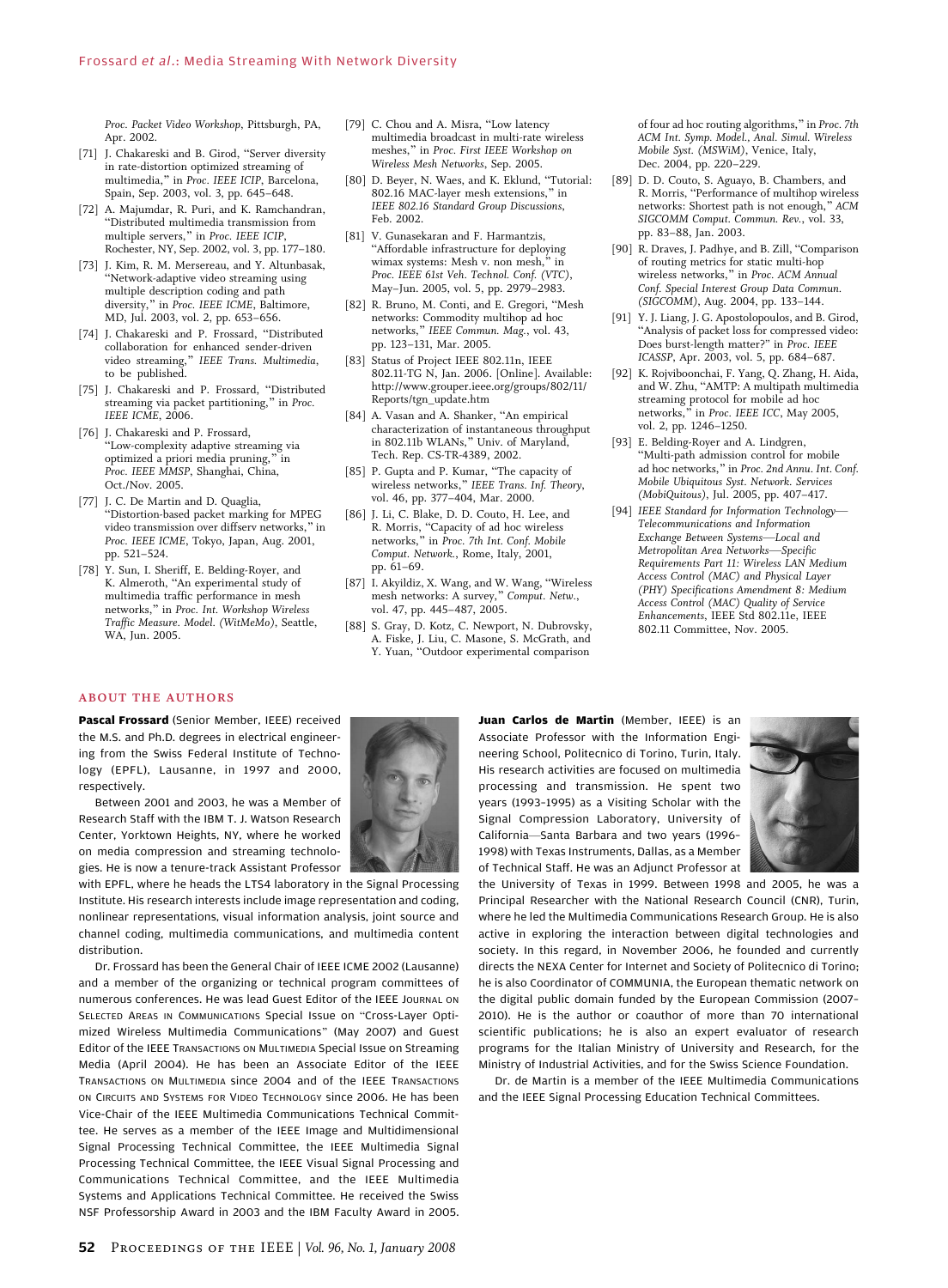Proc. Packet Video Workshop, Pittsburgh, PA, Apr. 2002.

[71] J. Chakareski and B. Girod, "Server diversity in rate-distortion optimized streaming of multimedia," in *Proc. IEEE ICIP*, Barcelona, Spain, Sep. 2003, vol. 3, pp. 645–648.

[72] A. Majumdar, R. Puri, and K. Ramchandran, "Distributed multimedia transmission from multiple servers," in *Proc. IEEE ICIP*, Rochester, NY, Sep. 2002, vol. 3, pp. 177–180.

[73] J. Kim, R. M. Mersereau, and Y. Altunbasak, "Network-adaptive video streaming using multiple description coding and path diversity," in *Proc. IEEE ICME*, Baltimore, MD, Jul. 2003, vol. 2, pp. 653–656.

[74] J. Chakareski and P. Frossard, "Distributed collaboration for enhanced sender-driven video streaming," *IEEE Trans. Multimedia*, to be published.

[75] J. Chakareski and P. Frossard, "Distributed streaming via packet partitioning," in *Proc. IEEE ICME*, 2006.

[76] J. Chakareski and P. Frossard, "Low-complexity adaptive streaming via optimized a priori media pruning," in *Proc. IEEE MMSP*, Shanghai, China, Oct./Nov. 2005.

[77] J. C. De Martin and D. Quaglia, "Distortion-based packet marking for MPEG video transmission over diffserv networks," in *Proc. IEEE ICME*, Tokyo, Japan, Aug. 2001, pp. 521–524.

[78] Y. Sun, I. Sheriff, E. Belding-Royer, and K. Almeroth, "An experimental study of multimedia traffic performance in mesh networks," in *Proc. Int. Workshop Wireless Traffic Measure. Model. (WitMeMo)*, Seattle, WA, Jun. 2005.

[79] C. Chou and A. Misra, "Low latency multimedia broadcast in multi-rate wireless meshes," in *Proc. First IEEE Workshop on Wireless Mesh Networks*, Sep. 2005.

[80] D. Beyer, N. Waes, and K. Eklund, "Tutorial: 802.16 MAC-layer mesh extensions," in *IEEE 802.16 Standard Group Discussions*, Feb. 2002.

[81] V. Gunasekaran and F. Harmantzis, "Affordable infrastructure for deploying wimax systems: Mesh v. non mesh," in *Proc. IEEE 61st Veh. Technol. Conf. (VTC)*, May–Jun. 2005, vol. 5, pp. 2979–2983.

[82] R. Bruno, M. Conti, and E. Gregori, "Mesh networks: Commodity multihop ad hoc networks," *IEEE Commun. Mag.*, vol. 43, pp. 123–131, Mar. 2005.

[83] Status of Project IEEE 802.11n, IEEE 802.11-TG N, Jan. 2006. [Online]. Available: http://www.grouper.ieee.org/groups/802/11/Reports/tgn_update.htm

[84] A. Vasan and A. Shanker, "An empirical characterization of instantaneous throughput in 802.11b WLANs," Univ. of Maryland, Tech. Rep. CS-TR-4389, 2002.

[85] P. Gupta and P. Kumar, "The capacity of wireless networks," *IEEE Trans. Inf. Theory*, vol. 46, pp. 377–404, Mar. 2000.

[86] J. Li, C. Blake, D. D. Couto, H. Lee, and R. Morris, "Capacity of ad hoc wireless networks," in *Proc. 7th Int. Conf. Mobile Comput. Network.*, Rome, Italy, 2001, pp. 61–69.

[87] I. Akyildiz, X. Wang, and W. Wang, "Wireless mesh networks: A survey," *Comput. Netw.*, vol. 47, pp. 445–487, 2005.

[88] S. Gray, D. Kotz, C. Newport, N. Dubrovsky, A. Fiske, J. Liu, C. Masone, S. McGrath, and Y. Yuan, "Outdoor experimental comparison of four ad hoc routing algorithms," in *Proc. 7th ACM Int. Symp. Model., Anal. Simul. Wireless Mobile Syst. (MSWiM)*, Venice, Italy, Dec. 2004, pp. 220–229.

[89] D. D. Couto, S. Aguayo, B. Chambers, and R. Morris, "Performance of multihop wireless networks: Shortest path is not enough," *ACM SIGCOMM Comput. Commun. Rev.*, vol. 33, pp. 83–88, Jan. 2003.

[90] R. Draves, J. Padhye, and B. Zill, "Comparison of routing metrics for static multi-hop wireless networks," in *Proc. ACM Annual Conf. Special Interest Group Data Commun. (SIGCOMM)*, Aug. 2004, pp. 133–144.

[91] Y. J. Liang, J. G. Apostolopoulos, and B. Girod, "Analysis of packet loss for compressed video: Does burst-length matter?" in *Proc. IEEE ICASSP*, Apr. 2003, vol. 5, pp. 684–687.

[92] K. Rojviboonchai, F. Yang, Q. Zhang, H. Aida, and W. Zhu, "AMTP: A multipath multimedia streaming protocol for mobile ad hoc networks," in *Proc. IEEE ICC*, May 2005, vol. 2, pp. 1246–1250.

[93] E. Belding-Royer and A. Lindgren, "Multi-path admission control for mobile ad hoc networks," in *Proc. 2nd Annu. Int. Conf. Mobile Ubiquitous Syst. Network. Services (MobiQuitous)*, Jul. 2005, pp. 407–417.

[94] *IEEE Standard for Information Technology—Telecommunications and Information Exchange Between Systems—Local and Metropolitan Area Networks—Specific Requirements Part 11: Wireless LAN Medium Access Control (MAC) and Physical Layer (PHY) Specifications Amendment 8: Medium Access Control (MAC) Quality of Service Enhancements*, IEEE Std 802.11e, IEEE 802.11 Committee, Nov. 2005.

## ABOUT THE AUTHORS

**Pascal Frossard** (Senior Member, IEEE) received the M.S. and Ph.D. degrees in electrical engineering from the Swiss Federal Institute of Technology (EPFL), Lausanne, in 1997 and 2000, respectively.

Between 2001 and 2003, he was a Member of Research Staff with the IBM T. J. Watson Research Center, Yorktown Heights, NY, where he worked on media compression and streaming technologies. He is now a tenure-track Assistant Professor with EPFL, where he heads the LTS4 laboratory in the Signal Processing Institute. His research interests include image representation and coding, nonlinear representations, visual information analysis, joint source and channel coding, multimedia communications, and multimedia content distribution.

Dr. Frossard has been the General Chair of IEEE ICME 2002 (Lausanne) and a member of the organizing or technical program committees of numerous conferences. He was lead Guest Editor of the IEEE JOURNAL ON SELECTED AREAS IN COMMUNICATIONS Special Issue on "Cross-Layer Optimized Wireless Multimedia Communications" (May 2007) and Guest Editor of the IEEE TRANSACTIONS ON MULTIMEDIA Special Issue on Streaming Media (April 2004). He has been an Associate Editor of the IEEE TRANSACTIONS ON MULTIMEDIA since 2004 and of the IEEE TRANSACTIONS ON CIRCUITS AND SYSTEMS FOR VIDEO TECHNOLOGY since 2006. He has been Vice-Chair of the IEEE Multimedia Communications Technical Committee. He serves as a member of the IEEE Image and Multidimensional Signal Processing Technical Committee, the IEEE Multimedia Signal Processing Technical Committee, the IEEE Visual Signal Processing and Communications Technical Committee, and the IEEE Multimedia Systems and Applications Technical Committee. He received the Swiss NSF Professorship Award in 2003 and the IBM Faculty Award in 2005.

**Juan Carlos de Martin** (Member, IEEE) is an Associate Professor with the Information Engineering School, Politecnico di Torino, Turin, Italy. His research activities are focused on multimedia processing and transmission. He spent two years (1993–1995) as a Visiting Scholar with the Signal Compression Laboratory, University of California—Santa Barbara and two years (1996–1998) with Texas Instruments, Dallas, as a Member of Technical Staff. He was an Adjunct Professor at the University of Texas in 1999. Between 1998 and 2005, he was a Principal Researcher with the National Research Council (CNR), Turin, where he led the Multimedia Communications Research Group. He is also active in exploring the interaction between digital technologies and society. In this regard, in November 2006, he founded and currently directs the NEXA Center for Internet and Society of Politecnico di Torino; he is also Coordinator of COMMUNIA, the European thematic network on the digital public domain funded by the European Commission (2007–2010). He is the author or coauthor of more than 70 international scientific publications; he is also an expert evaluator of research programs for the Italian Ministry of University and Research, for the Ministry of Industrial Activities, and for the Swiss Science Foundation.

Dr. de Martin is a member of the IEEE Multimedia Communications and the IEEE Signal Processing Education Technical Committees.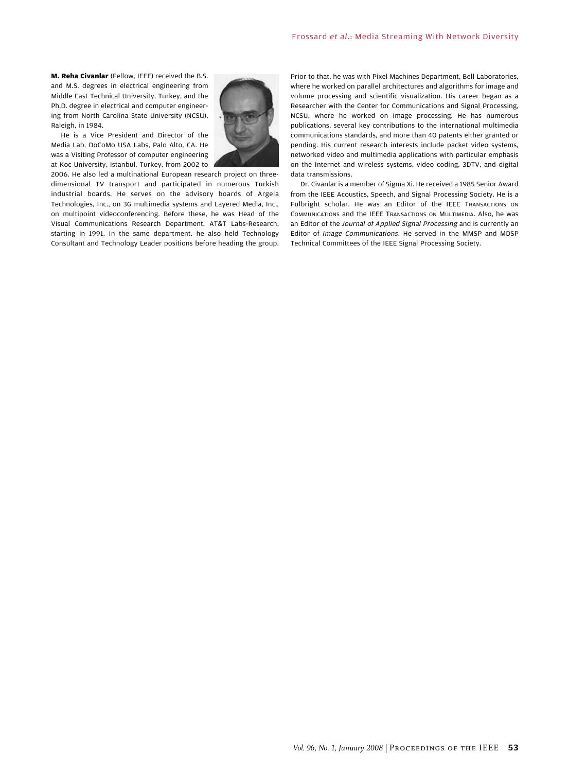**M. Reha Civanlar** (Fellow, IEEE) received the B.S. and M.S. degrees in electrical engineering from Middle East Technical University, Turkey, and the Ph.D. degree in electrical and computer engineering from North Carolina State University (NCSU), Raleigh, in 1984.

He is a Vice President and Director of the Media Lab, DoCoMo USA Labs, Palo Alto, CA. He was a Visiting Professor of computer engineering at Koc University, Istanbul, Turkey, from 2002 to 2006. He also led a multinational European research project on three-dimensional TV transport and participated in numerous Turkish industrial boards. He serves on the advisory boards of Argela Technologies, Inc., on 3G multimedia systems and Layered Media, Inc., on multipoint videoconferencing. Before these, he was Head of the Visual Communications Research Department, AT&T Labs-Research, starting in 1991. In the same department, he also held Technology Consultant and Technology Leader positions before heading the group. Prior to that, he was with Pixel Machines Department, Bell Laboratories, where he worked on parallel architectures and algorithms for image and volume processing and scientific visualization. His career began as a Researcher with the Center for Communications and Signal Processing, NCSU, where he worked on image processing. He has numerous publications, several key contributions to the international multimedia communications standards, and more than 40 patents either granted or pending. His current research interests include packet video systems, networked video and multimedia applications with particular emphasis on the Internet and wireless systems, video coding, 3DTV, and digital data transmissions.

Dr. Civanlar is a member of Sigma Xi. He received a 1985 Senior Award from the IEEE Acoustics, Speech, and Signal Processing Society. He is a Fulbright scholar. He was an Editor of the IEEE Transactions on Communications and the IEEE Transactions on Multimedia. Also, he was an Editor of the *Journal of Applied Signal Processing* and is currently an Editor of *Image Communications*. He served in the MMSP and MDSP Technical Committees of the IEEE Signal Processing Society.